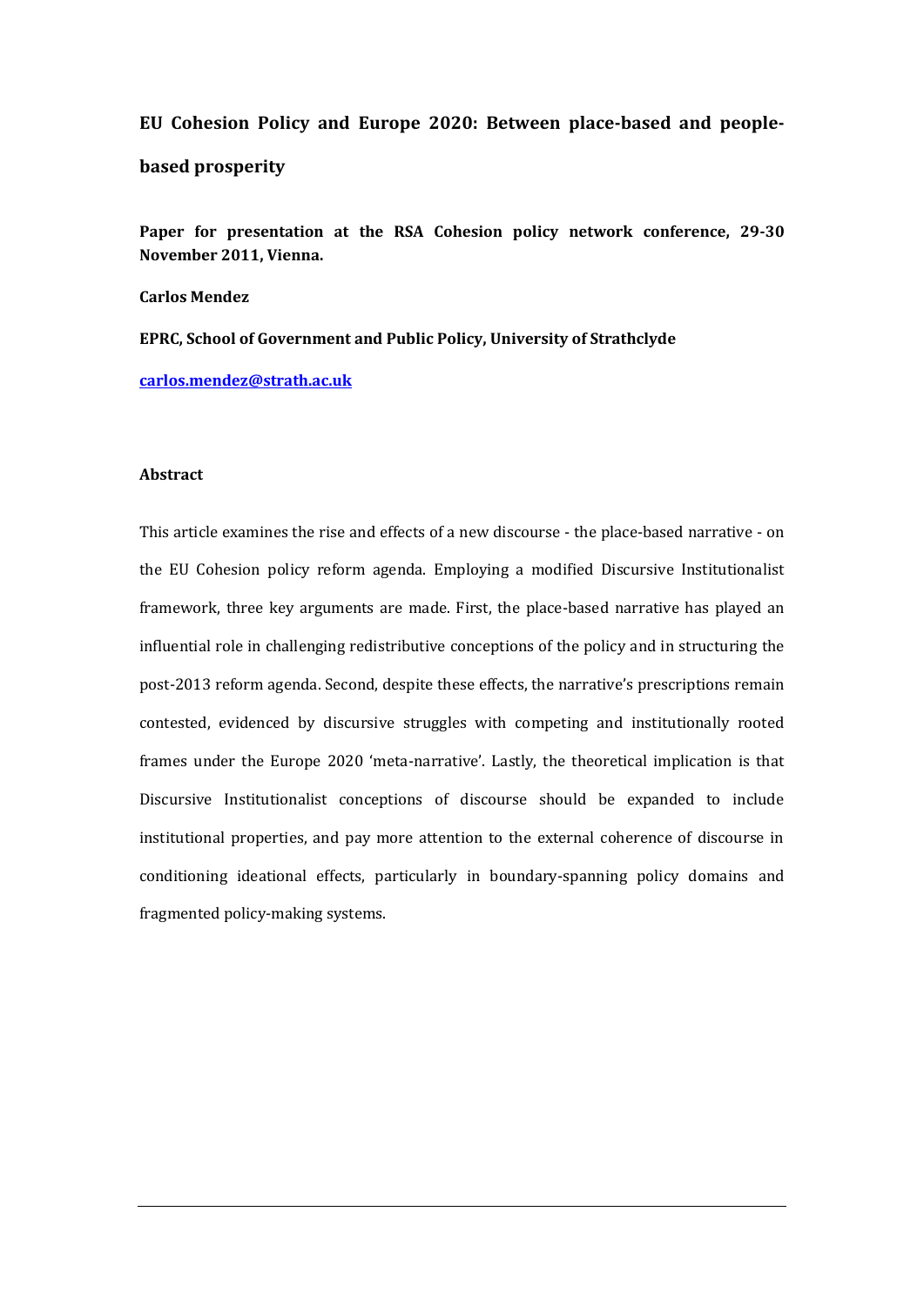**EU Cohesion Policy and Europe 2020: Between place-based and people-based prosperity**

**Paper for presentation at the RSA Cohesion policy network conference, 29-30 November 2011, Vienna.**

**Carlos Mendez**

**EPRC, School of Government and Public Policy, University of Strathclyde**

**carlos.mendez@strath.ac.uk**

**Abstract**

This article examines the rise and effects of a new discourse - the place-based narrative - on the EU Cohesion policy reform agenda. Employing a modified Discursive Institutionalist framework, three key arguments are made. First, the place-based narrative has played an influential role in challenging redistributive conceptions of the policy and in structuring the post-2013 reform agenda. Second, despite these effects, the narrative's prescriptions remain contested, evidenced by discursive struggles with competing and institutionally rooted frames under the Europe 2020 'meta-narrative'. Lastly, the theoretical implication is that Discursive Institutionalist conceptions of discourse should be expanded to include institutional properties, and pay more attention to the external coherence of discourse in conditioning ideational effects, particularly in boundary-spanning policy domains and fragmented policy-making systems.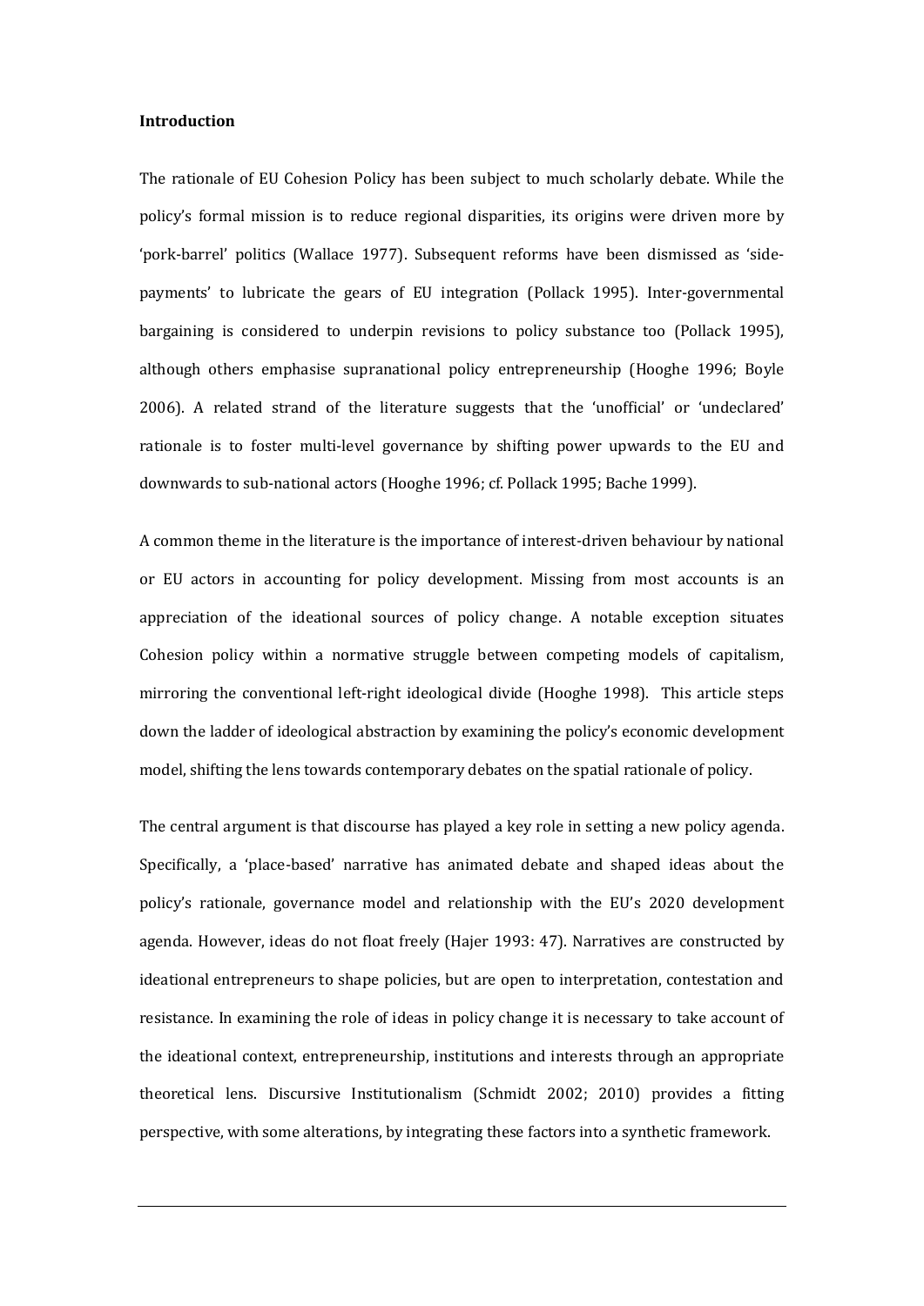**Introduction**

The rationale of EU Cohesion Policy has been subject to much scholarly debate. While the policy's formal mission is to reduce regional disparities, its origins were driven more by 'pork-barrel' politics (Wallace 1977). Subsequent reforms have been dismissed as 'side-payments' to lubricate the gears of EU integration (Pollack 1995). Inter-governmental bargaining is considered to underpin revisions to policy substance too (Pollack 1995), although others emphasise supranational policy entrepreneurship (Hooghe 1996; Boyle 2006). A related strand of the literature suggests that the 'unofficial' or 'undeclared' rationale is to foster multi-level governance by shifting power upwards to the EU and downwards to sub-national actors (Hooghe 1996; cf. Pollack 1995; Bache 1999).

A common theme in the literature is the importance of interest-driven behaviour by national or EU actors in accounting for policy development. Missing from most accounts is an appreciation of the ideational sources of policy change. A notable exception situates Cohesion policy within a normative struggle between competing models of capitalism, mirroring the conventional left-right ideological divide (Hooghe 1998). This article steps down the ladder of ideological abstraction by examining the policy's economic development model, shifting the lens towards contemporary debates on the spatial rationale of policy.

The central argument is that discourse has played a key role in setting a new policy agenda. Specifically, a 'place-based' narrative has animated debate and shaped ideas about the policy's rationale, governance model and relationship with the EU's 2020 development agenda. However, ideas do not float freely (Hajer 1993: 47). Narratives are constructed by ideational entrepreneurs to shape policies, but are open to interpretation, contestation and resistance. In examining the role of ideas in policy change it is necessary to take account of the ideational context, entrepreneurship, institutions and interests through an appropriate theoretical lens. Discursive Institutionalism (Schmidt 2002; 2010) provides a fitting perspective, with some alterations, by integrating these factors into a synthetic framework.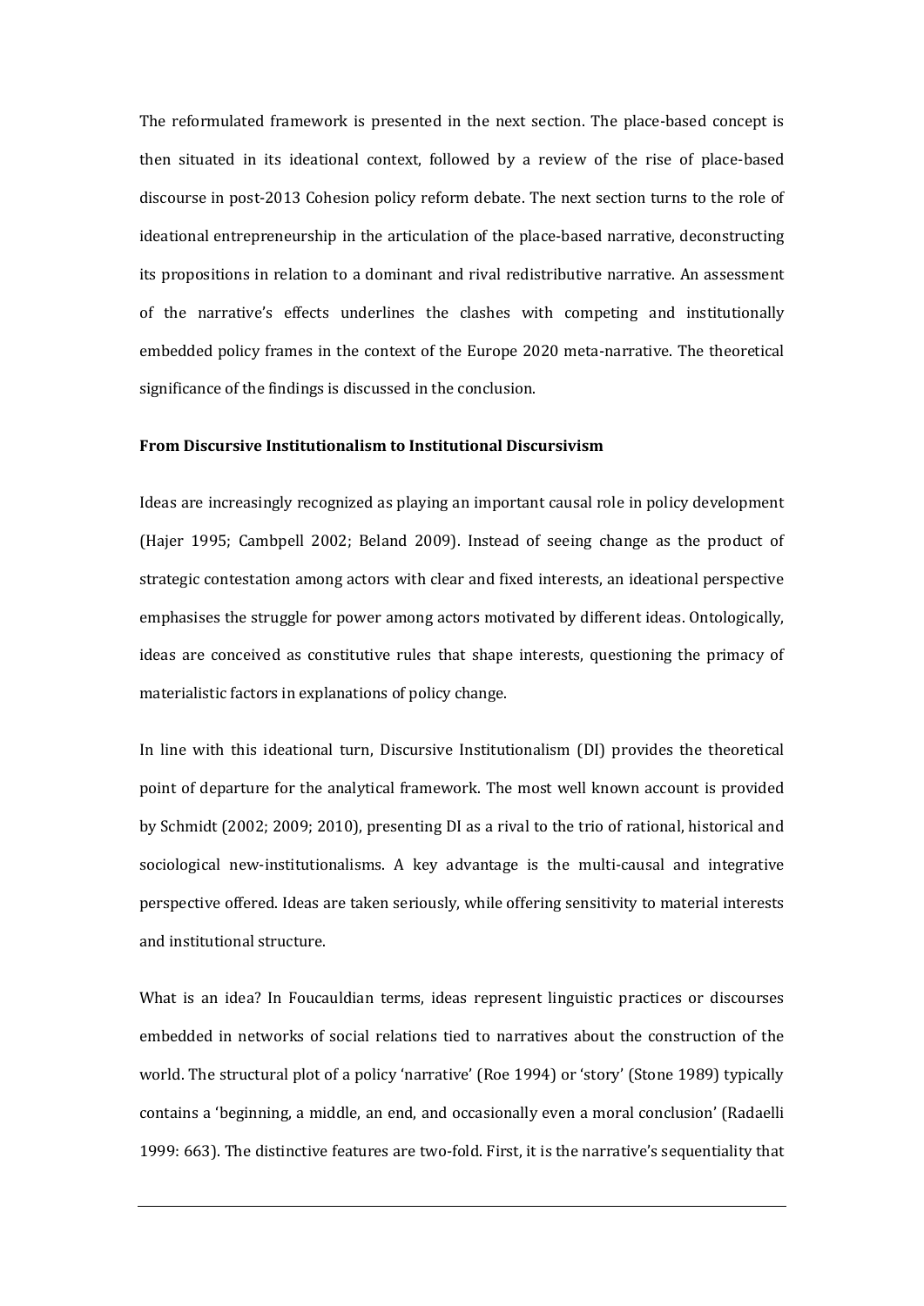The reformulated framework is presented in the next section. The place-based concept is then situated in its ideational context, followed by a review of the rise of place-based discourse in post-2013 Cohesion policy reform debate. The next section turns to the role of ideational entrepreneurship in the articulation of the place-based narrative, deconstructing its propositions in relation to a dominant and rival redistributive narrative. An assessment of the narrative's effects underlines the clashes with competing and institutionally embedded policy frames in the context of the Europe 2020 meta-narrative. The theoretical significance of the findings is discussed in the conclusion.

**From Discursive Institutionalism to Institutional Discursivism**

Ideas are increasingly recognized as playing an important causal role in policy development (Hajer 1995; Cambpell 2002; Beland 2009). Instead of seeing change as the product of strategic contestation among actors with clear and fixed interests, an ideational perspective emphasises the struggle for power among actors motivated by different ideas. Ontologically, ideas are conceived as constitutive rules that shape interests, questioning the primacy of materialistic factors in explanations of policy change.

In line with this ideational turn, Discursive Institutionalism (DI) provides the theoretical point of departure for the analytical framework. The most well known account is provided by Schmidt (2002; 2009; 2010), presenting DI as a rival to the trio of rational, historical and sociological new-institutionalisms. A key advantage is the multi-causal and integrative perspective offered. Ideas are taken seriously, while offering sensitivity to material interests and institutional structure.

What is an idea? In Foucauldian terms, ideas represent linguistic practices or discourses embedded in networks of social relations tied to narratives about the construction of the world. The structural plot of a policy 'narrative' (Roe 1994) or 'story' (Stone 1989) typically contains a 'beginning, a middle, an end, and occasionally even a moral conclusion' (Radaelli 1999: 663). The distinctive features are two-fold. First, it is the narrative's sequentiality that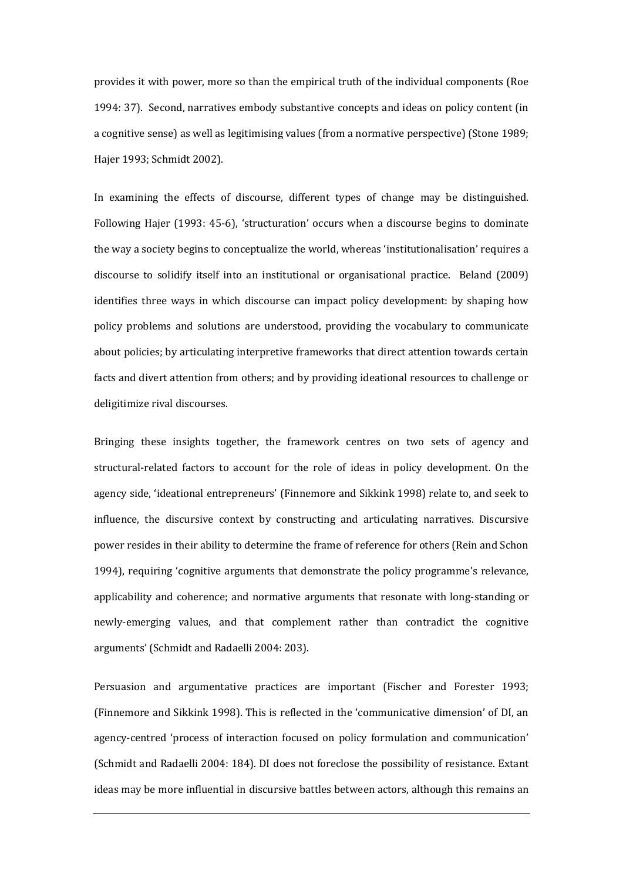provides it with power, more so than the empirical truth of the individual components (Roe 1994: 37). Second, narratives embody substantive concepts and ideas on policy content (in a cognitive sense) as well as legitimising values (from a normative perspective) (Stone 1989; Hajer 1993; Schmidt 2002).

In examining the effects of discourse, different types of change may be distinguished. Following Hajer (1993: 45-6), 'structuration' occurs when a discourse begins to dominate the way a society begins to conceptualize the world, whereas 'institutionalisation' requires a discourse to solidify itself into an institutional or organisational practice. Beland (2009) identifies three ways in which discourse can impact policy development: by shaping how policy problems and solutions are understood, providing the vocabulary to communicate about policies; by articulating interpretive frameworks that direct attention towards certain facts and divert attention from others; and by providing ideational resources to challenge or deligitimize rival discourses.

Bringing these insights together, the framework centres on two sets of agency and structural-related factors to account for the role of ideas in policy development. On the agency side, 'ideational entrepreneurs' (Finnemore and Sikkink 1998) relate to, and seek to influence, the discursive context by constructing and articulating narratives. Discursive power resides in their ability to determine the frame of reference for others (Rein and Schon 1994), requiring 'cognitive arguments that demonstrate the policy programme's relevance, applicability and coherence; and normative arguments that resonate with long-standing or newly-emerging values, and that complement rather than contradict the cognitive arguments' (Schmidt and Radaelli 2004: 203).

Persuasion and argumentative practices are important (Fischer and Forester 1993; (Finnemore and Sikkink 1998). This is reflected in the 'communicative dimension' of DI, an agency-centred 'process of interaction focused on policy formulation and communication' (Schmidt and Radaelli 2004: 184). DI does not foreclose the possibility of resistance. Extant ideas may be more influential in discursive battles between actors, although this remains an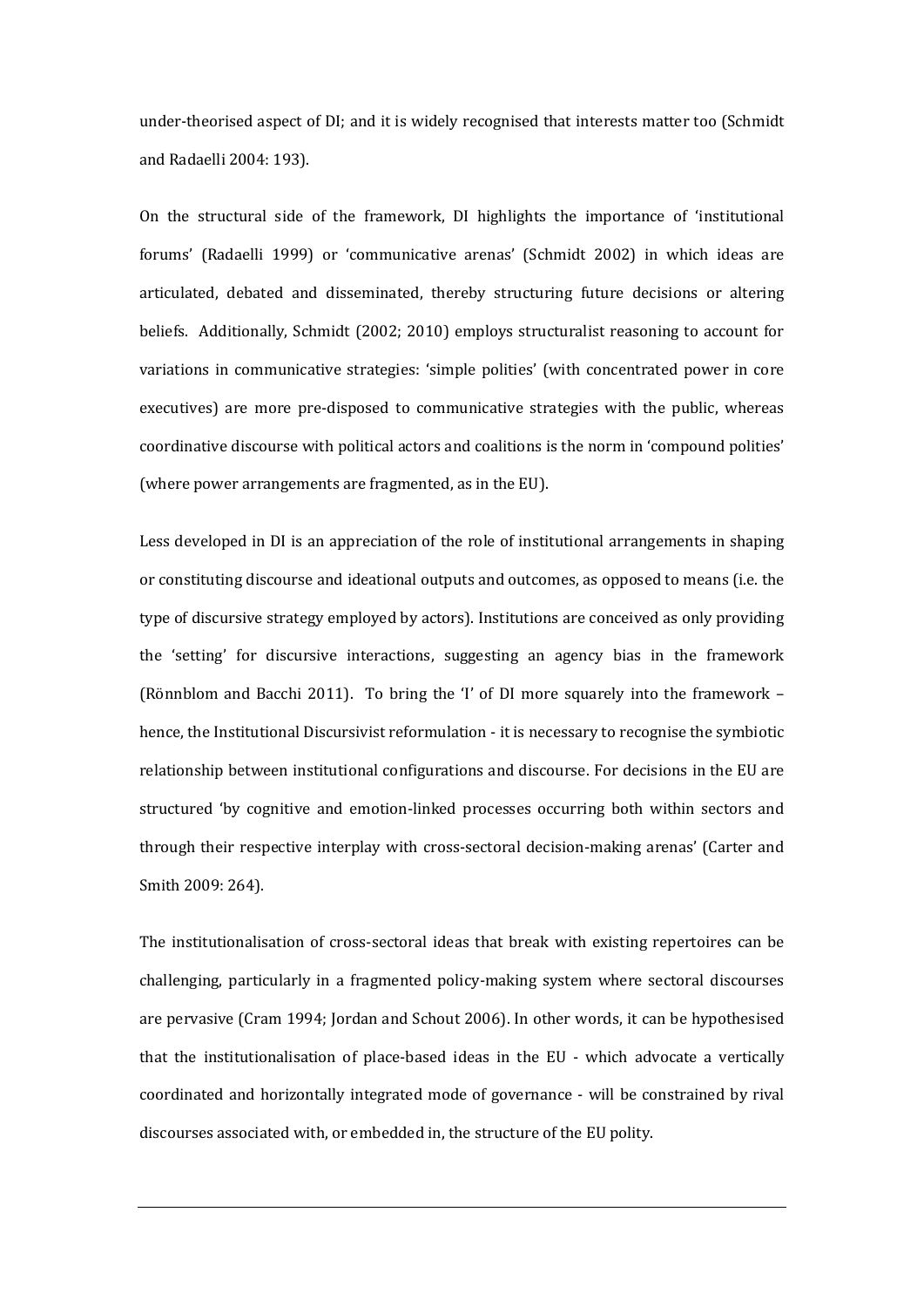under-theorised aspect of DI; and it is widely recognised that interests matter too (Schmidt and Radaelli 2004: 193).

On the structural side of the framework, DI highlights the importance of 'institutional forums' (Radaelli 1999) or 'communicative arenas' (Schmidt 2002) in which ideas are articulated, debated and disseminated, thereby structuring future decisions or altering beliefs. Additionally, Schmidt (2002; 2010) employs structuralist reasoning to account for variations in communicative strategies: 'simple polities' (with concentrated power in core executives) are more pre-disposed to communicative strategies with the public, whereas coordinative discourse with political actors and coalitions is the norm in 'compound polities' (where power arrangements are fragmented, as in the EU).

Less developed in DI is an appreciation of the role of institutional arrangements in shaping or constituting discourse and ideational outputs and outcomes, as opposed to means (i.e. the type of discursive strategy employed by actors). Institutions are conceived as only providing the 'setting' for discursive interactions, suggesting an agency bias in the framework (Rönnblom and Bacchi 2011). To bring the 'I' of DI more squarely into the framework – hence, the Institutional Discursivist reformulation - it is necessary to recognise the symbiotic relationship between institutional configurations and discourse. For decisions in the EU are structured 'by cognitive and emotion-linked processes occurring both within sectors and through their respective interplay with cross-sectoral decision-making arenas' (Carter and Smith 2009: 264).

The institutionalisation of cross-sectoral ideas that break with existing repertoires can be challenging, particularly in a fragmented policy-making system where sectoral discourses are pervasive (Cram 1994; Jordan and Schout 2006). In other words, it can be hypothesised that the institutionalisation of place-based ideas in the EU - which advocate a vertically coordinated and horizontally integrated mode of governance - will be constrained by rival discourses associated with, or embedded in, the structure of the EU polity.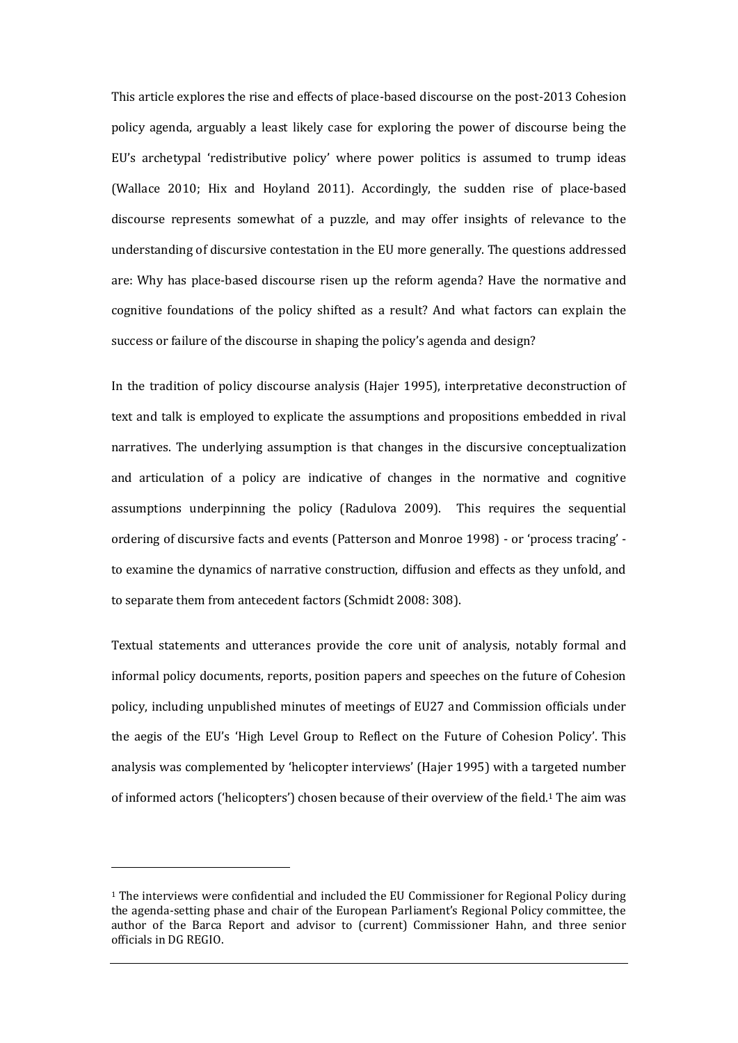This article explores the rise and effects of place-based discourse on the post-2013 Cohesion policy agenda, arguably a least likely case for exploring the power of discourse being the EU's archetypal 'redistributive policy' where power politics is assumed to trump ideas (Wallace 2010; Hix and Hoyland 2011). Accordingly, the sudden rise of place-based discourse represents somewhat of a puzzle, and may offer insights of relevance to the understanding of discursive contestation in the EU more generally. The questions addressed are: Why has place-based discourse risen up the reform agenda? Have the normative and cognitive foundations of the policy shifted as a result? And what factors can explain the success or failure of the discourse in shaping the policy's agenda and design?

In the tradition of policy discourse analysis (Hajer 1995), interpretative deconstruction of text and talk is employed to explicate the assumptions and propositions embedded in rival narratives. The underlying assumption is that changes in the discursive conceptualization and articulation of a policy are indicative of changes in the normative and cognitive assumptions underpinning the policy (Radulova 2009). This requires the sequential ordering of discursive facts and events (Patterson and Monroe 1998) - or 'process tracing' - to examine the dynamics of narrative construction, diffusion and effects as they unfold, and to separate them from antecedent factors (Schmidt 2008: 308).

Textual statements and utterances provide the core unit of analysis, notably formal and informal policy documents, reports, position papers and speeches on the future of Cohesion policy, including unpublished minutes of meetings of EU27 and Commission officials under the aegis of the EU's 'High Level Group to Reflect on the Future of Cohesion Policy'. This analysis was complemented by 'helicopter interviews' (Hajer 1995) with a targeted number of informed actors ('helicopters') chosen because of their overview of the field.[1] The aim was

[1] The interviews were confidential and included the EU Commissioner for Regional Policy during the agenda-setting phase and chair of the European Parliament's Regional Policy committee, the author of the Barca Report and advisor to (current) Commissioner Hahn, and three senior officials in DG REGIO.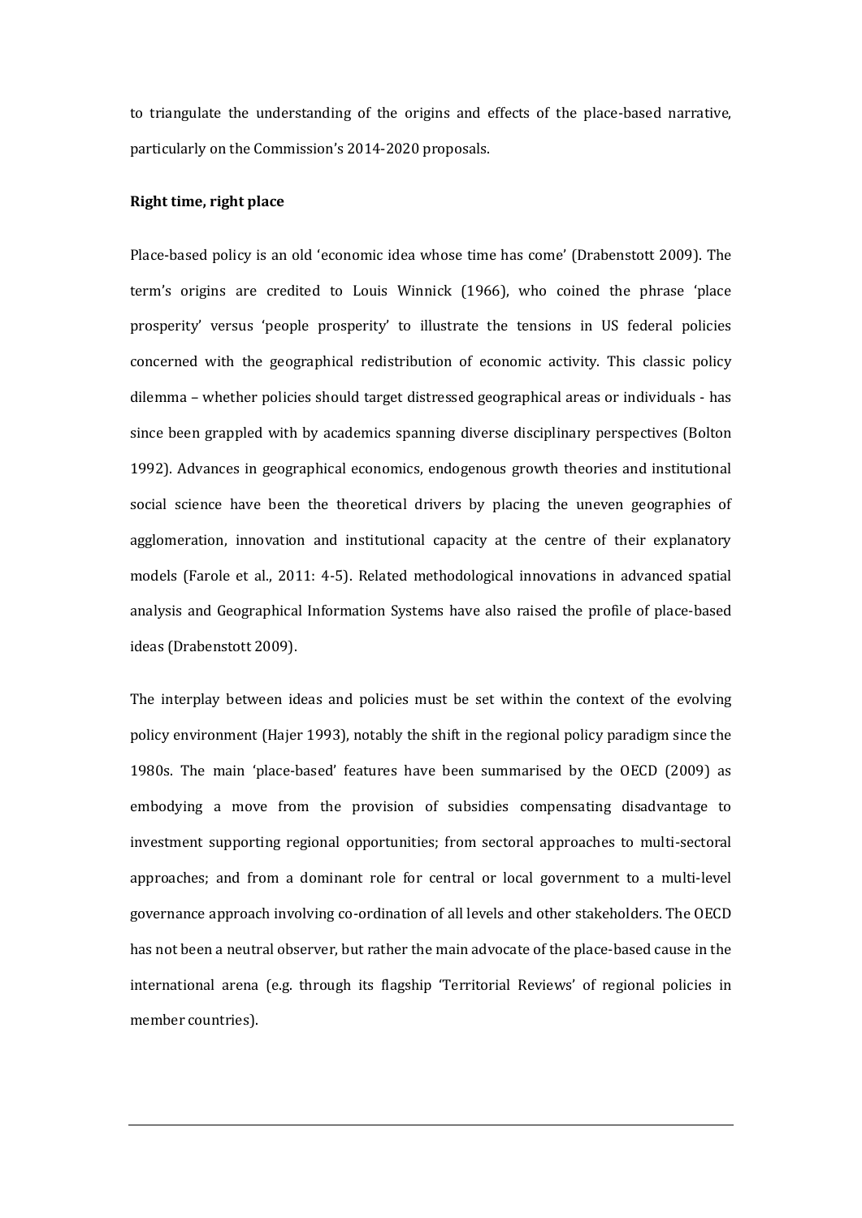to triangulate the understanding of the origins and effects of the place-based narrative, particularly on the Commission's 2014-2020 proposals.

**Right time, right place**

Place-based policy is an old 'economic idea whose time has come' (Drabenstott 2009). The term's origins are credited to Louis Winnick (1966), who coined the phrase 'place prosperity' versus 'people prosperity' to illustrate the tensions in US federal policies concerned with the geographical redistribution of economic activity. This classic policy dilemma – whether policies should target distressed geographical areas or individuals - has since been grappled with by academics spanning diverse disciplinary perspectives (Bolton 1992). Advances in geographical economics, endogenous growth theories and institutional social science have been the theoretical drivers by placing the uneven geographies of agglomeration, innovation and institutional capacity at the centre of their explanatory models (Farole et al., 2011: 4-5). Related methodological innovations in advanced spatial analysis and Geographical Information Systems have also raised the profile of place-based ideas (Drabenstott 2009).

The interplay between ideas and policies must be set within the context of the evolving policy environment (Hajer 1993), notably the shift in the regional policy paradigm since the 1980s. The main 'place-based' features have been summarised by the OECD (2009) as embodying a move from the provision of subsidies compensating disadvantage to investment supporting regional opportunities; from sectoral approaches to multi-sectoral approaches; and from a dominant role for central or local government to a multi-level governance approach involving co-ordination of all levels and other stakeholders. The OECD has not been a neutral observer, but rather the main advocate of the place-based cause in the international arena (e.g. through its flagship 'Territorial Reviews' of regional policies in member countries).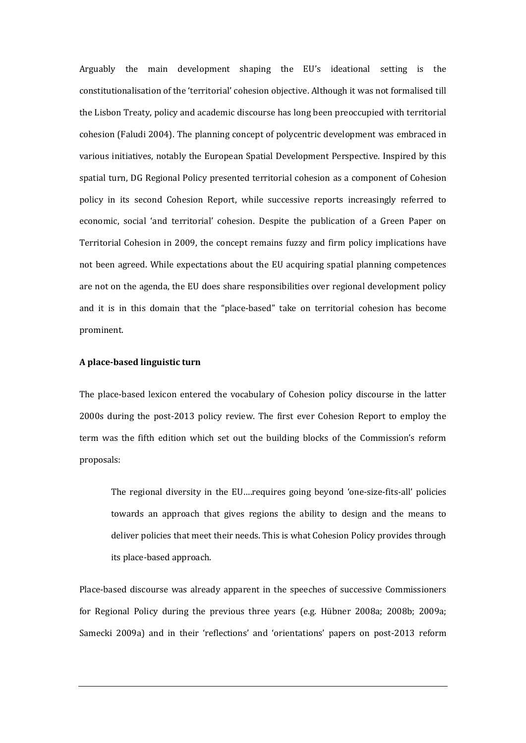Arguably the main development shaping the EU's ideational setting is the constitutionalisation of the 'territorial' cohesion objective. Although it was not formalised till the Lisbon Treaty, policy and academic discourse has long been preoccupied with territorial cohesion (Faludi 2004). The planning concept of polycentric development was embraced in various initiatives, notably the European Spatial Development Perspective. Inspired by this spatial turn, DG Regional Policy presented territorial cohesion as a component of Cohesion policy in its second Cohesion Report, while successive reports increasingly referred to economic, social 'and territorial' cohesion. Despite the publication of a Green Paper on Territorial Cohesion in 2009, the concept remains fuzzy and firm policy implications have not been agreed. While expectations about the EU acquiring spatial planning competences are not on the agenda, the EU does share responsibilities over regional development policy and it is in this domain that the "place-based" take on territorial cohesion has become prominent.

**A place-based linguistic turn**

The place-based lexicon entered the vocabulary of Cohesion policy discourse in the latter 2000s during the post-2013 policy review. The first ever Cohesion Report to employ the term was the fifth edition which set out the building blocks of the Commission's reform proposals:

> The regional diversity in the EU….requires going beyond 'one-size-fits-all' policies towards an approach that gives regions the ability to design and the means to deliver policies that meet their needs. This is what Cohesion Policy provides through its place-based approach.

Place-based discourse was already apparent in the speeches of successive Commissioners for Regional Policy during the previous three years (e.g. Hübner 2008a; 2008b; 2009a; Samecki 2009a) and in their 'reflections' and 'orientations' papers on post-2013 reform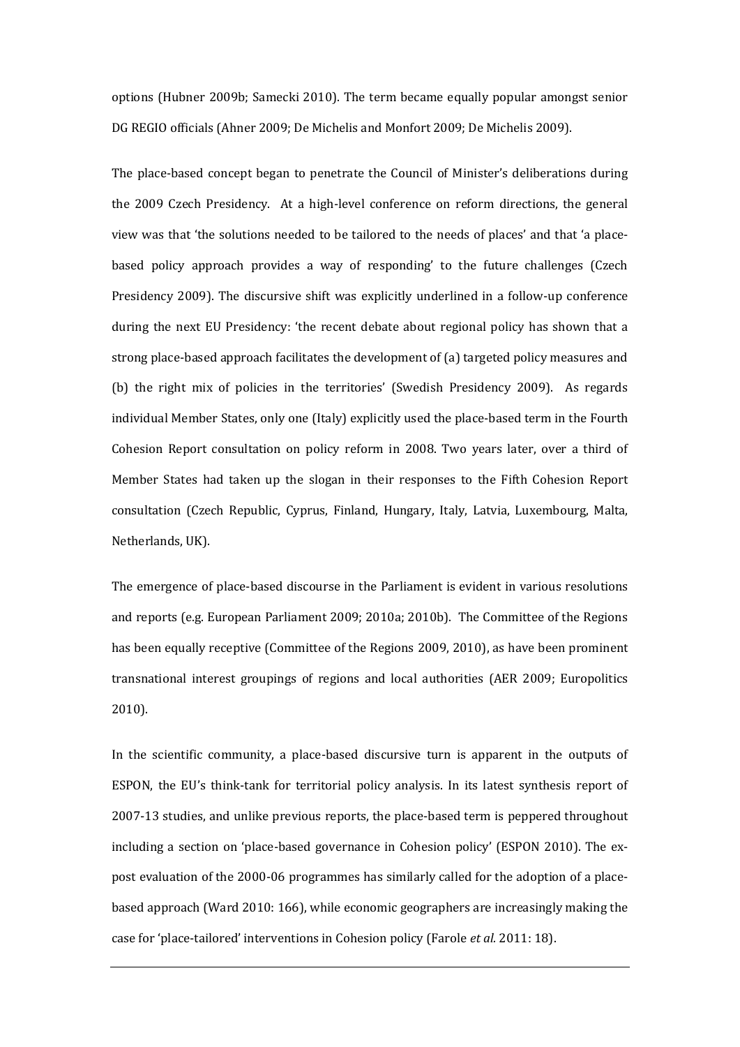options (Hubner 2009b; Samecki 2010). The term became equally popular amongst senior DG REGIO officials (Ahner 2009; De Michelis and Monfort 2009; De Michelis 2009).

The place-based concept began to penetrate the Council of Minister's deliberations during the 2009 Czech Presidency. At a high-level conference on reform directions, the general view was that 'the solutions needed to be tailored to the needs of places' and that 'a place-based policy approach provides a way of responding' to the future challenges (Czech Presidency 2009). The discursive shift was explicitly underlined in a follow-up conference during the next EU Presidency: 'the recent debate about regional policy has shown that a strong place-based approach facilitates the development of (a) targeted policy measures and (b) the right mix of policies in the territories' (Swedish Presidency 2009). As regards individual Member States, only one (Italy) explicitly used the place-based term in the Fourth Cohesion Report consultation on policy reform in 2008. Two years later, over a third of Member States had taken up the slogan in their responses to the Fifth Cohesion Report consultation (Czech Republic, Cyprus, Finland, Hungary, Italy, Latvia, Luxembourg, Malta, Netherlands, UK).

The emergence of place-based discourse in the Parliament is evident in various resolutions and reports (e.g. European Parliament 2009; 2010a; 2010b). The Committee of the Regions has been equally receptive (Committee of the Regions 2009, 2010), as have been prominent transnational interest groupings of regions and local authorities (AER 2009; Europolitics 2010).

In the scientific community, a place-based discursive turn is apparent in the outputs of ESPON, the EU's think-tank for territorial policy analysis. In its latest synthesis report of 2007-13 studies, and unlike previous reports, the place-based term is peppered throughout including a section on 'place-based governance in Cohesion policy' (ESPON 2010). The ex-post evaluation of the 2000-06 programmes has similarly called for the adoption of a place-based approach (Ward 2010: 166), while economic geographers are increasingly making the case for 'place-tailored' interventions in Cohesion policy (Farole *et al.* 2011: 18).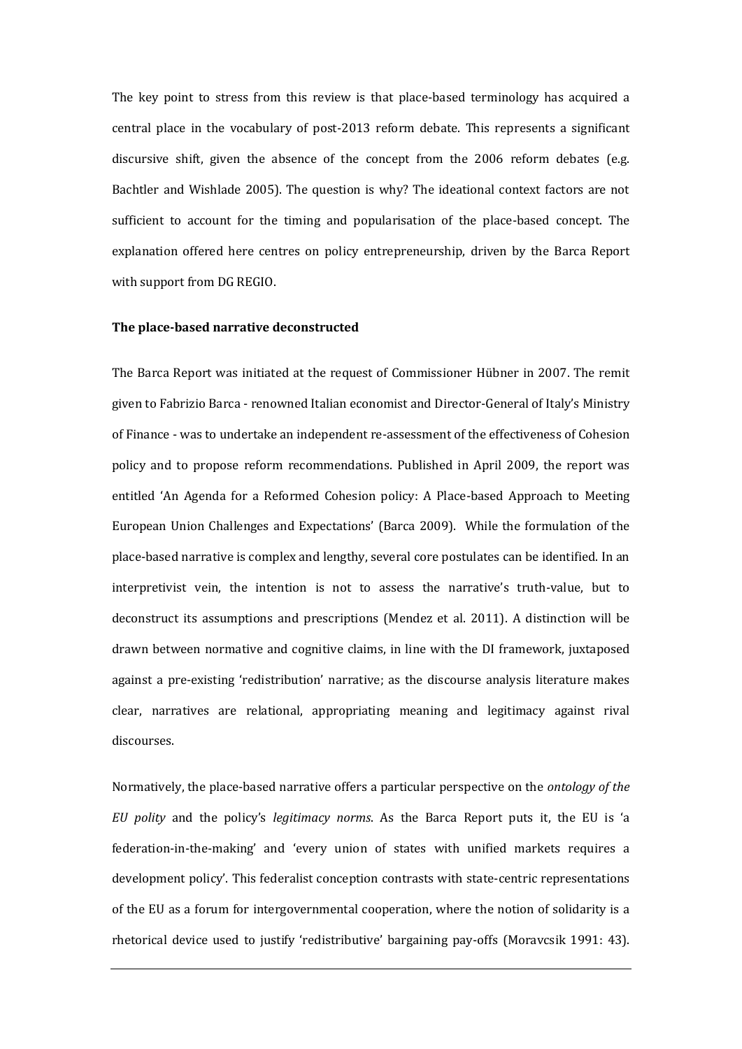The key point to stress from this review is that place-based terminology has acquired a central place in the vocabulary of post-2013 reform debate. This represents a significant discursive shift, given the absence of the concept from the 2006 reform debates (e.g. Bachtler and Wishlade 2005). The question is why? The ideational context factors are not sufficient to account for the timing and popularisation of the place-based concept. The explanation offered here centres on policy entrepreneurship, driven by the Barca Report with support from DG REGIO.

**The place-based narrative deconstructed**

The Barca Report was initiated at the request of Commissioner Hübner in 2007. The remit given to Fabrizio Barca - renowned Italian economist and Director-General of Italy's Ministry of Finance - was to undertake an independent re-assessment of the effectiveness of Cohesion policy and to propose reform recommendations. Published in April 2009, the report was entitled 'An Agenda for a Reformed Cohesion policy: A Place-based Approach to Meeting European Union Challenges and Expectations' (Barca 2009). While the formulation of the place-based narrative is complex and lengthy, several core postulates can be identified. In an interpretivist vein, the intention is not to assess the narrative's truth-value, but to deconstruct its assumptions and prescriptions (Mendez et al. 2011). A distinction will be drawn between normative and cognitive claims, in line with the DI framework, juxtaposed against a pre-existing 'redistribution' narrative; as the discourse analysis literature makes clear, narratives are relational, appropriating meaning and legitimacy against rival discourses.

Normatively, the place-based narrative offers a particular perspective on the *ontology of the EU polity* and the policy's *legitimacy norms*. As the Barca Report puts it, the EU is 'a federation-in-the-making' and 'every union of states with unified markets requires a development policy'. This federalist conception contrasts with state-centric representations of the EU as a forum for intergovernmental cooperation, where the notion of solidarity is a rhetorical device used to justify 'redistributive' bargaining pay-offs (Moravcsik 1991: 43).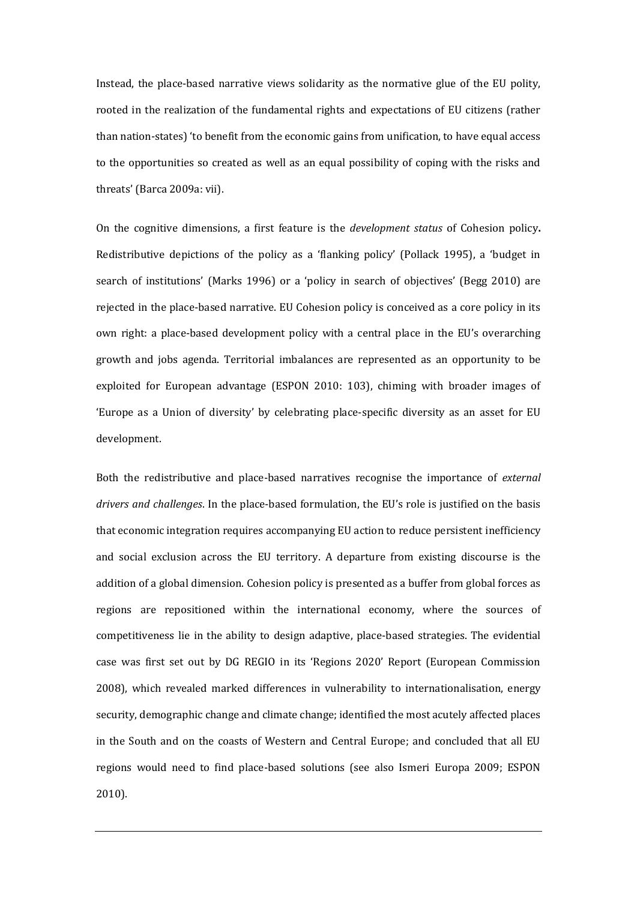Instead, the place-based narrative views solidarity as the normative glue of the EU polity, rooted in the realization of the fundamental rights and expectations of EU citizens (rather than nation-states) 'to benefit from the economic gains from unification, to have equal access to the opportunities so created as well as an equal possibility of coping with the risks and threats' (Barca 2009a: vii).

On the cognitive dimensions, a first feature is the *development status* of Cohesion policy**.** Redistributive depictions of the policy as a 'flanking policy' (Pollack 1995), a 'budget in search of institutions' (Marks 1996) or a 'policy in search of objectives' (Begg 2010) are rejected in the place-based narrative. EU Cohesion policy is conceived as a core policy in its own right: a place-based development policy with a central place in the EU's overarching growth and jobs agenda. Territorial imbalances are represented as an opportunity to be exploited for European advantage (ESPON 2010: 103), chiming with broader images of 'Europe as a Union of diversity' by celebrating place-specific diversity as an asset for EU development.

Both the redistributive and place-based narratives recognise the importance of *external drivers and challenges*. In the place-based formulation, the EU's role is justified on the basis that economic integration requires accompanying EU action to reduce persistent inefficiency and social exclusion across the EU territory. A departure from existing discourse is the addition of a global dimension. Cohesion policy is presented as a buffer from global forces as regions are repositioned within the international economy, where the sources of competitiveness lie in the ability to design adaptive, place-based strategies. The evidential case was first set out by DG REGIO in its 'Regions 2020' Report (European Commission 2008), which revealed marked differences in vulnerability to internationalisation, energy security, demographic change and climate change; identified the most acutely affected places in the South and on the coasts of Western and Central Europe; and concluded that all EU regions would need to find place-based solutions (see also Ismeri Europa 2009; ESPON 2010).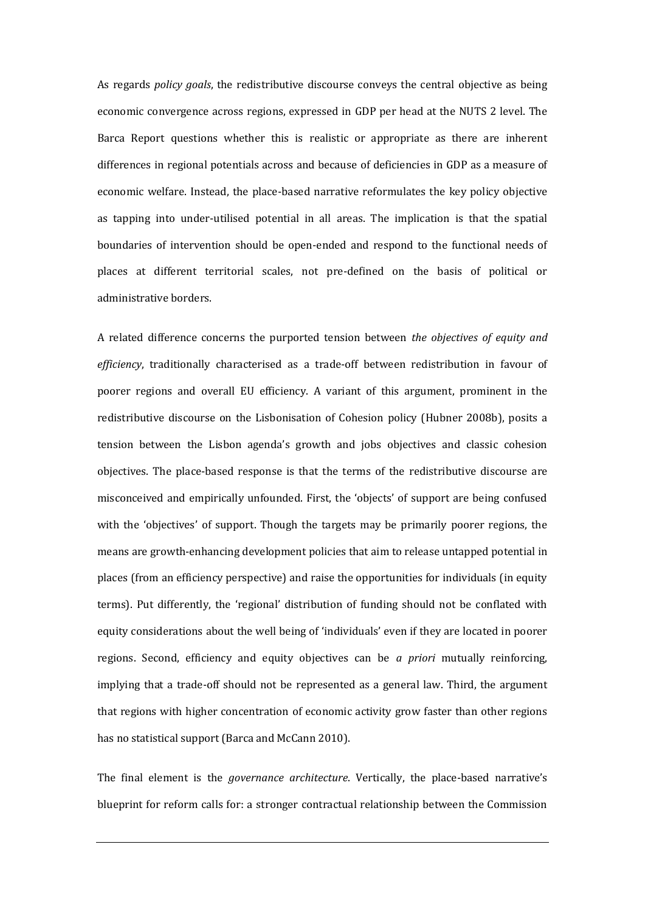As regards *policy goals*, the redistributive discourse conveys the central objective as being economic convergence across regions, expressed in GDP per head at the NUTS 2 level. The Barca Report questions whether this is realistic or appropriate as there are inherent differences in regional potentials across and because of deficiencies in GDP as a measure of economic welfare. Instead, the place-based narrative reformulates the key policy objective as tapping into under-utilised potential in all areas. The implication is that the spatial boundaries of intervention should be open-ended and respond to the functional needs of places at different territorial scales, not pre-defined on the basis of political or administrative borders.

A related difference concerns the purported tension between *the objectives of equity and efficiency*, traditionally characterised as a trade-off between redistribution in favour of poorer regions and overall EU efficiency. A variant of this argument, prominent in the redistributive discourse on the Lisbonisation of Cohesion policy (Hubner 2008b), posits a tension between the Lisbon agenda's growth and jobs objectives and classic cohesion objectives. The place-based response is that the terms of the redistributive discourse are misconceived and empirically unfounded. First, the 'objects' of support are being confused with the 'objectives' of support. Though the targets may be primarily poorer regions, the means are growth-enhancing development policies that aim to release untapped potential in places (from an efficiency perspective) and raise the opportunities for individuals (in equity terms). Put differently, the 'regional' distribution of funding should not be conflated with equity considerations about the well being of 'individuals' even if they are located in poorer regions. Second, efficiency and equity objectives can be *a priori* mutually reinforcing, implying that a trade-off should not be represented as a general law. Third, the argument that regions with higher concentration of economic activity grow faster than other regions has no statistical support (Barca and McCann 2010).

The final element is the *governance architecture*. Vertically, the place-based narrative's blueprint for reform calls for: a stronger contractual relationship between the Commission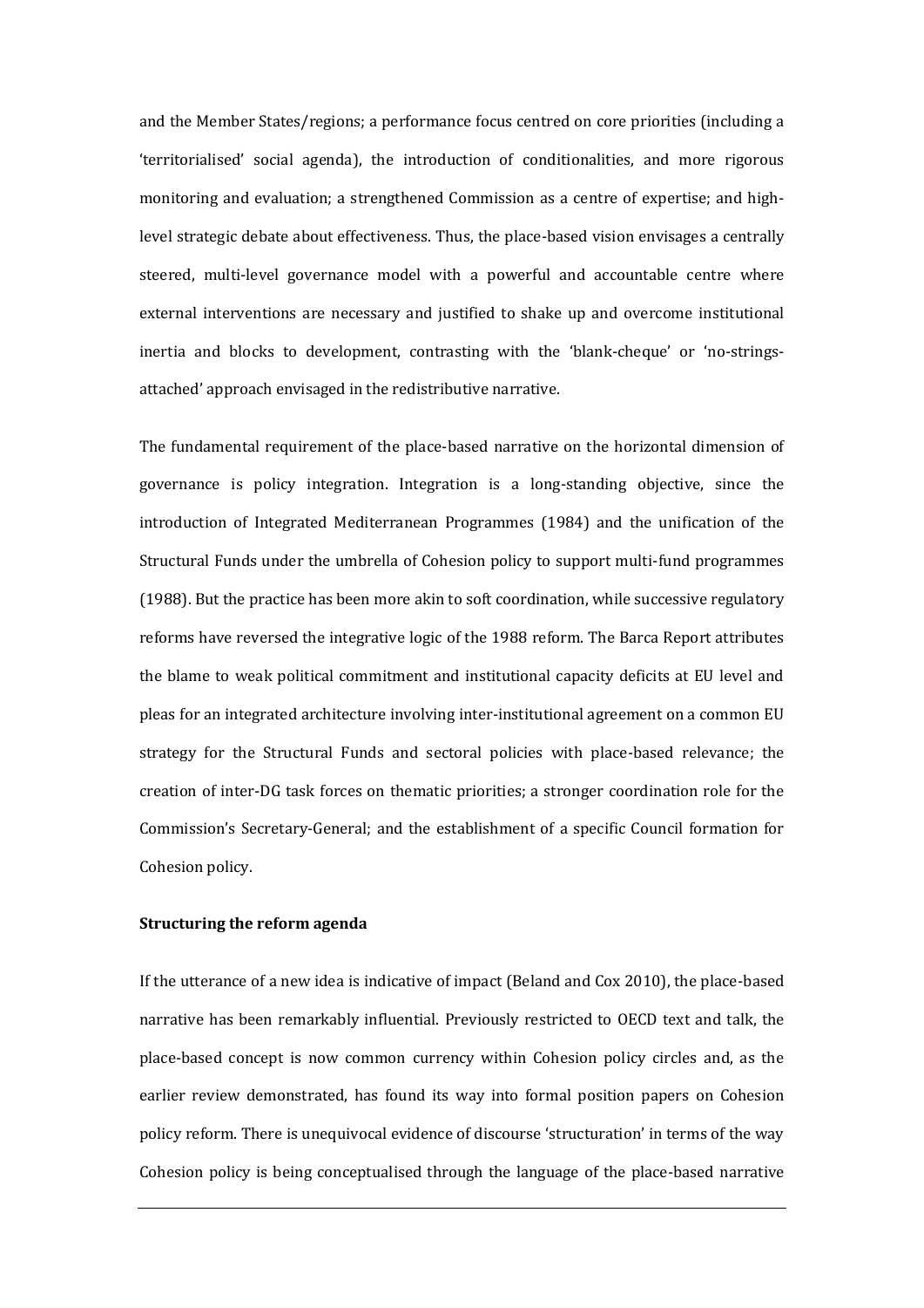and the Member States/regions; a performance focus centred on core priorities (including a 'territorialised' social agenda), the introduction of conditionalities, and more rigorous monitoring and evaluation; a strengthened Commission as a centre of expertise; and high-level strategic debate about effectiveness. Thus, the place-based vision envisages a centrally steered, multi-level governance model with a powerful and accountable centre where external interventions are necessary and justified to shake up and overcome institutional inertia and blocks to development, contrasting with the 'blank-cheque' or 'no-strings-attached' approach envisaged in the redistributive narrative.

The fundamental requirement of the place-based narrative on the horizontal dimension of governance is policy integration. Integration is a long-standing objective, since the introduction of Integrated Mediterranean Programmes (1984) and the unification of the Structural Funds under the umbrella of Cohesion policy to support multi-fund programmes (1988). But the practice has been more akin to soft coordination, while successive regulatory reforms have reversed the integrative logic of the 1988 reform. The Barca Report attributes the blame to weak political commitment and institutional capacity deficits at EU level and pleas for an integrated architecture involving inter-institutional agreement on a common EU strategy for the Structural Funds and sectoral policies with place-based relevance; the creation of inter-DG task forces on thematic priorities; a stronger coordination role for the Commission's Secretary-General; and the establishment of a specific Council formation for Cohesion policy.

**Structuring the reform agenda**

If the utterance of a new idea is indicative of impact (Beland and Cox 2010), the place-based narrative has been remarkably influential. Previously restricted to OECD text and talk, the place-based concept is now common currency within Cohesion policy circles and, as the earlier review demonstrated, has found its way into formal position papers on Cohesion policy reform. There is unequivocal evidence of discourse 'structuration' in terms of the way Cohesion policy is being conceptualised through the language of the place-based narrative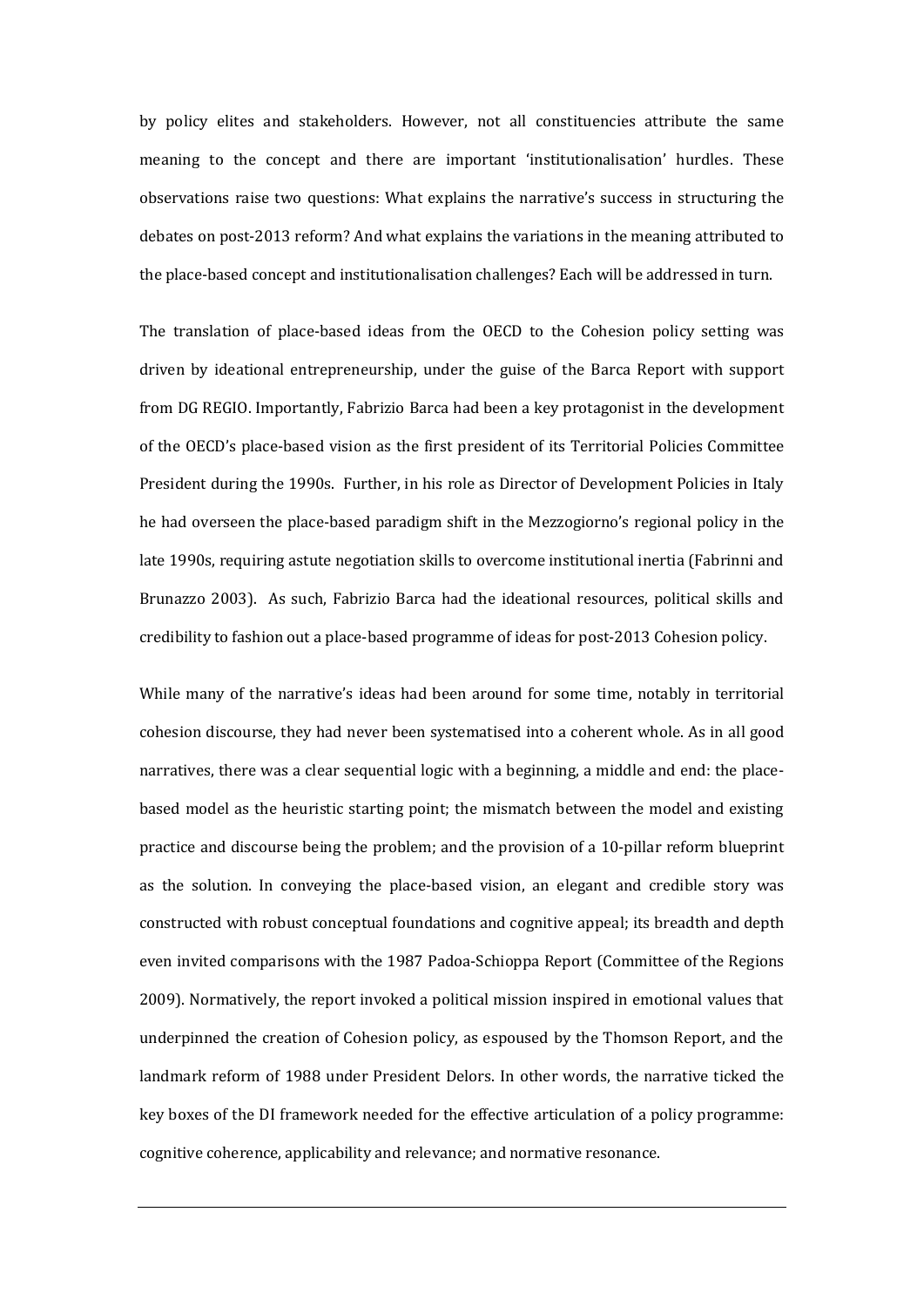by policy elites and stakeholders. However, not all constituencies attribute the same meaning to the concept and there are important 'institutionalisation' hurdles. These observations raise two questions: What explains the narrative's success in structuring the debates on post-2013 reform? And what explains the variations in the meaning attributed to the place-based concept and institutionalisation challenges? Each will be addressed in turn.

The translation of place-based ideas from the OECD to the Cohesion policy setting was driven by ideational entrepreneurship, under the guise of the Barca Report with support from DG REGIO. Importantly, Fabrizio Barca had been a key protagonist in the development of the OECD's place-based vision as the first president of its Territorial Policies Committee President during the 1990s. Further, in his role as Director of Development Policies in Italy he had overseen the place-based paradigm shift in the Mezzogiorno's regional policy in the late 1990s, requiring astute negotiation skills to overcome institutional inertia (Fabrinni and Brunazzo 2003). As such, Fabrizio Barca had the ideational resources, political skills and credibility to fashion out a place-based programme of ideas for post-2013 Cohesion policy.

While many of the narrative's ideas had been around for some time, notably in territorial cohesion discourse, they had never been systematised into a coherent whole. As in all good narratives, there was a clear sequential logic with a beginning, a middle and end: the place-based model as the heuristic starting point; the mismatch between the model and existing practice and discourse being the problem; and the provision of a 10-pillar reform blueprint as the solution. In conveying the place-based vision, an elegant and credible story was constructed with robust conceptual foundations and cognitive appeal; its breadth and depth even invited comparisons with the 1987 Padoa-Schioppa Report (Committee of the Regions 2009). Normatively, the report invoked a political mission inspired in emotional values that underpinned the creation of Cohesion policy, as espoused by the Thomson Report, and the landmark reform of 1988 under President Delors. In other words, the narrative ticked the key boxes of the DI framework needed for the effective articulation of a policy programme: cognitive coherence, applicability and relevance; and normative resonance.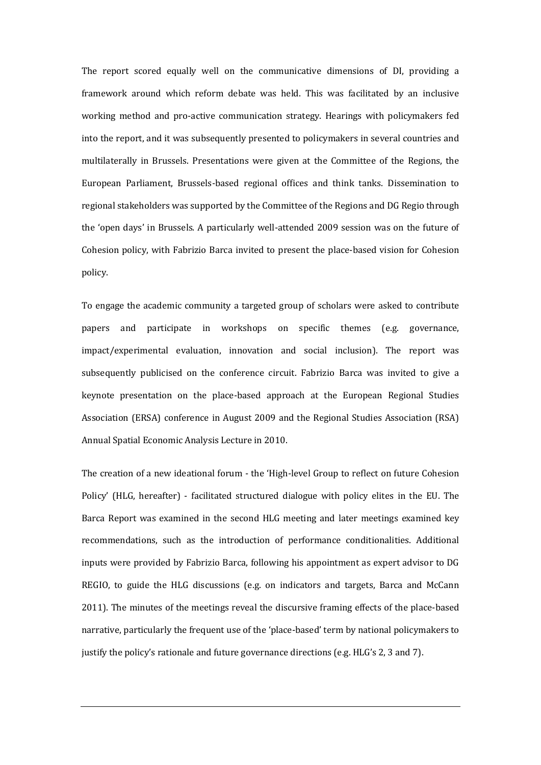The report scored equally well on the communicative dimensions of DI, providing a framework around which reform debate was held. This was facilitated by an inclusive working method and pro-active communication strategy. Hearings with policymakers fed into the report, and it was subsequently presented to policymakers in several countries and multilaterally in Brussels. Presentations were given at the Committee of the Regions, the European Parliament, Brussels-based regional offices and think tanks. Dissemination to regional stakeholders was supported by the Committee of the Regions and DG Regio through the 'open days' in Brussels. A particularly well-attended 2009 session was on the future of Cohesion policy, with Fabrizio Barca invited to present the place-based vision for Cohesion policy.

To engage the academic community a targeted group of scholars were asked to contribute papers and participate in workshops on specific themes (e.g. governance, impact/experimental evaluation, innovation and social inclusion). The report was subsequently publicised on the conference circuit. Fabrizio Barca was invited to give a keynote presentation on the place-based approach at the European Regional Studies Association (ERSA) conference in August 2009 and the Regional Studies Association (RSA) Annual Spatial Economic Analysis Lecture in 2010.

The creation of a new ideational forum - the 'High-level Group to reflect on future Cohesion Policy' (HLG, hereafter) - facilitated structured dialogue with policy elites in the EU. The Barca Report was examined in the second HLG meeting and later meetings examined key recommendations, such as the introduction of performance conditionalities. Additional inputs were provided by Fabrizio Barca, following his appointment as expert advisor to DG REGIO, to guide the HLG discussions (e.g. on indicators and targets, Barca and McCann 2011). The minutes of the meetings reveal the discursive framing effects of the place-based narrative, particularly the frequent use of the 'place-based' term by national policymakers to justify the policy's rationale and future governance directions (e.g. HLG's 2, 3 and 7).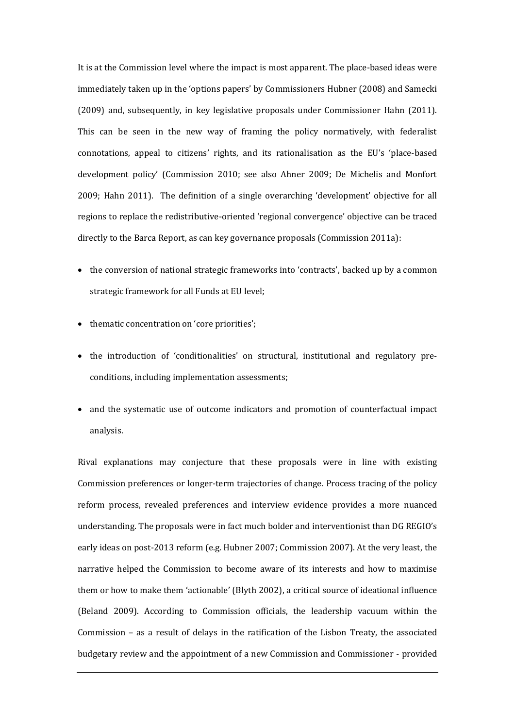It is at the Commission level where the impact is most apparent. The place-based ideas were immediately taken up in the 'options papers' by Commissioners Hubner (2008) and Samecki (2009) and, subsequently, in key legislative proposals under Commissioner Hahn (2011). This can be seen in the new way of framing the policy normatively, with federalist connotations, appeal to citizens' rights, and its rationalisation as the EU's 'place-based development policy' (Commission 2010; see also Ahner 2009; De Michelis and Monfort 2009; Hahn 2011). The definition of a single overarching 'development' objective for all regions to replace the redistributive-oriented 'regional convergence' objective can be traced directly to the Barca Report, as can key governance proposals (Commission 2011a):

- the conversion of national strategic frameworks into 'contracts', backed up by a common strategic framework for all Funds at EU level;
- thematic concentration on 'core priorities';
- the introduction of 'conditionalities' on structural, institutional and regulatory pre-conditions, including implementation assessments;
- and the systematic use of outcome indicators and promotion of counterfactual impact analysis.

Rival explanations may conjecture that these proposals were in line with existing Commission preferences or longer-term trajectories of change. Process tracing of the policy reform process, revealed preferences and interview evidence provides a more nuanced understanding. The proposals were in fact much bolder and interventionist than DG REGIO's early ideas on post-2013 reform (e.g. Hubner 2007; Commission 2007). At the very least, the narrative helped the Commission to become aware of its interests and how to maximise them or how to make them 'actionable' (Blyth 2002), a critical source of ideational influence (Beland 2009). According to Commission officials, the leadership vacuum within the Commission – as a result of delays in the ratification of the Lisbon Treaty, the associated budgetary review and the appointment of a new Commission and Commissioner - provided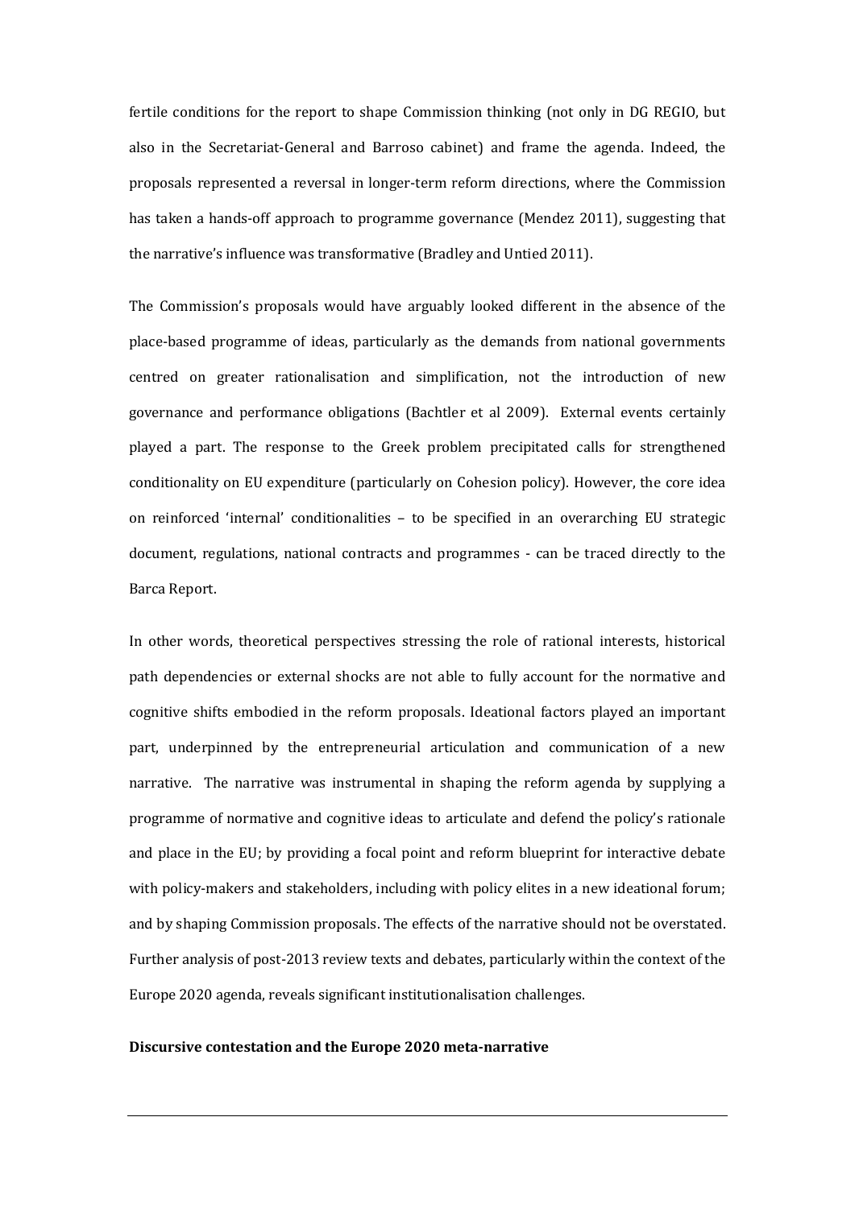fertile conditions for the report to shape Commission thinking (not only in DG REGIO, but also in the Secretariat-General and Barroso cabinet) and frame the agenda. Indeed, the proposals represented a reversal in longer-term reform directions, where the Commission has taken a hands-off approach to programme governance (Mendez 2011), suggesting that the narrative's influence was transformative (Bradley and Untied 2011).

The Commission's proposals would have arguably looked different in the absence of the place-based programme of ideas, particularly as the demands from national governments centred on greater rationalisation and simplification, not the introduction of new governance and performance obligations (Bachtler et al 2009). External events certainly played a part. The response to the Greek problem precipitated calls for strengthened conditionality on EU expenditure (particularly on Cohesion policy). However, the core idea on reinforced 'internal' conditionalities – to be specified in an overarching EU strategic document, regulations, national contracts and programmes - can be traced directly to the Barca Report.

In other words, theoretical perspectives stressing the role of rational interests, historical path dependencies or external shocks are not able to fully account for the normative and cognitive shifts embodied in the reform proposals. Ideational factors played an important part, underpinned by the entrepreneurial articulation and communication of a new narrative. The narrative was instrumental in shaping the reform agenda by supplying a programme of normative and cognitive ideas to articulate and defend the policy's rationale and place in the EU; by providing a focal point and reform blueprint for interactive debate with policy-makers and stakeholders, including with policy elites in a new ideational forum; and by shaping Commission proposals. The effects of the narrative should not be overstated. Further analysis of post-2013 review texts and debates, particularly within the context of the Europe 2020 agenda, reveals significant institutionalisation challenges.

**Discursive contestation and the Europe 2020 meta-narrative**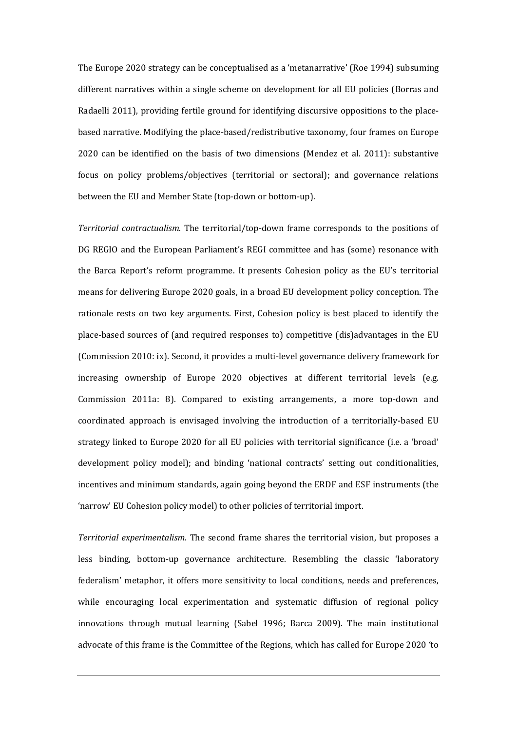The Europe 2020 strategy can be conceptualised as a 'metanarrative' (Roe 1994) subsuming different narratives within a single scheme on development for all EU policies (Borras and Radaelli 2011), providing fertile ground for identifying discursive oppositions to the place-based narrative. Modifying the place-based/redistributive taxonomy, four frames on Europe 2020 can be identified on the basis of two dimensions (Mendez et al. 2011): substantive focus on policy problems/objectives (territorial or sectoral); and governance relations between the EU and Member State (top-down or bottom-up).

*Territorial contractualism.* The territorial/top-down frame corresponds to the positions of DG REGIO and the European Parliament's REGI committee and has (some) resonance with the Barca Report's reform programme. It presents Cohesion policy as the EU's territorial means for delivering Europe 2020 goals, in a broad EU development policy conception. The rationale rests on two key arguments. First, Cohesion policy is best placed to identify the place-based sources of (and required responses to) competitive (dis)advantages in the EU (Commission 2010: ix). Second, it provides a multi-level governance delivery framework for increasing ownership of Europe 2020 objectives at different territorial levels (e.g. Commission 2011a: 8). Compared to existing arrangements, a more top-down and coordinated approach is envisaged involving the introduction of a territorially-based EU strategy linked to Europe 2020 for all EU policies with territorial significance (i.e. a 'broad' development policy model); and binding 'national contracts' setting out conditionalities, incentives and minimum standards, again going beyond the ERDF and ESF instruments (the 'narrow' EU Cohesion policy model) to other policies of territorial import.

*Territorial experimentalism.* The second frame shares the territorial vision, but proposes a less binding, bottom-up governance architecture. Resembling the classic 'laboratory federalism' metaphor, it offers more sensitivity to local conditions, needs and preferences, while encouraging local experimentation and systematic diffusion of regional policy innovations through mutual learning (Sabel 1996; Barca 2009). The main institutional advocate of this frame is the Committee of the Regions, which has called for Europe 2020 'to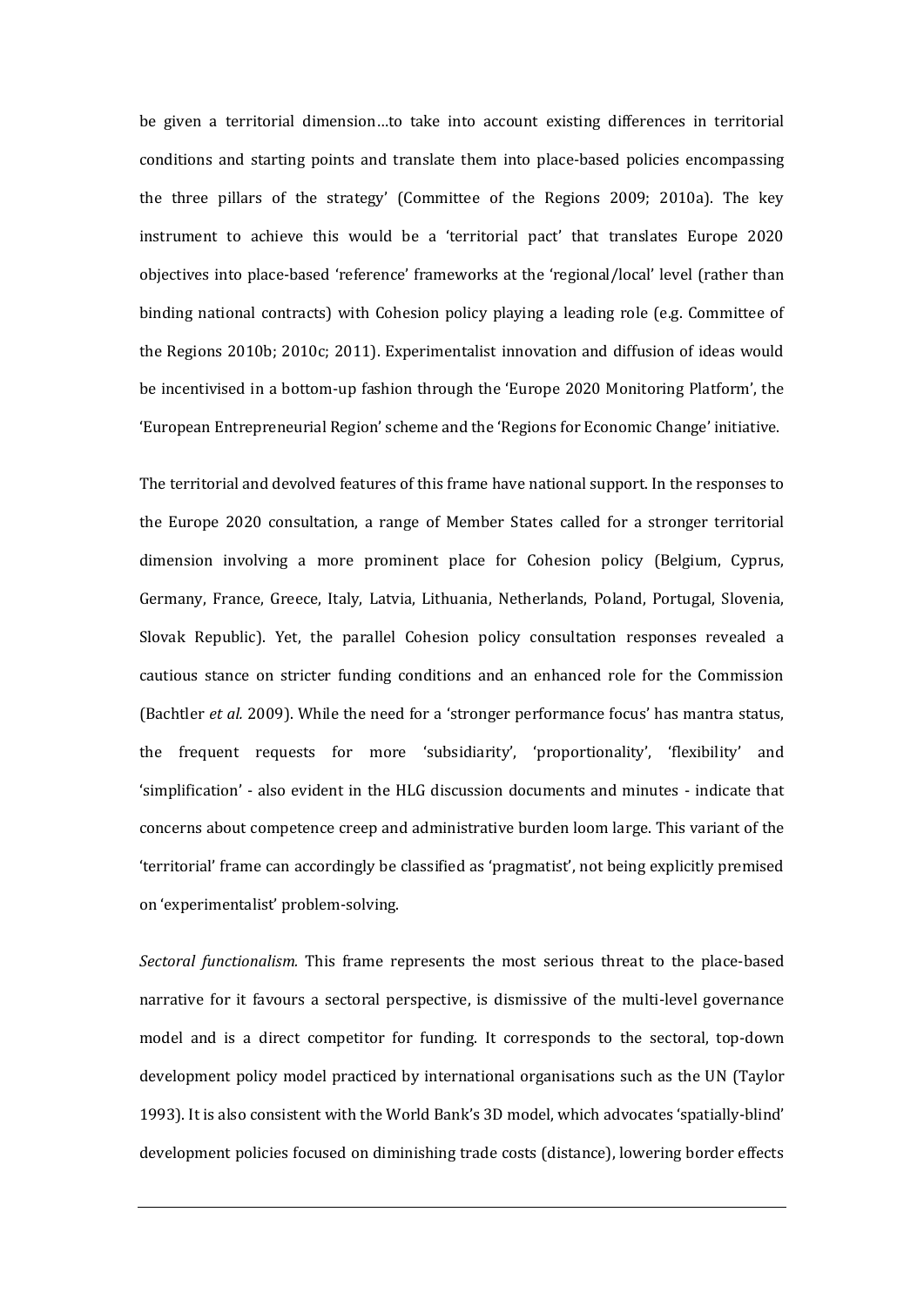be given a territorial dimension…to take into account existing differences in territorial conditions and starting points and translate them into place-based policies encompassing the three pillars of the strategy' (Committee of the Regions 2009; 2010a). The key instrument to achieve this would be a 'territorial pact' that translates Europe 2020 objectives into place-based 'reference' frameworks at the 'regional/local' level (rather than binding national contracts) with Cohesion policy playing a leading role (e.g. Committee of the Regions 2010b; 2010c; 2011). Experimentalist innovation and diffusion of ideas would be incentivised in a bottom-up fashion through the 'Europe 2020 Monitoring Platform', the 'European Entrepreneurial Region' scheme and the 'Regions for Economic Change' initiative.

The territorial and devolved features of this frame have national support. In the responses to the Europe 2020 consultation, a range of Member States called for a stronger territorial dimension involving a more prominent place for Cohesion policy (Belgium, Cyprus, Germany, France, Greece, Italy, Latvia, Lithuania, Netherlands, Poland, Portugal, Slovenia, Slovak Republic). Yet, the parallel Cohesion policy consultation responses revealed a cautious stance on stricter funding conditions and an enhanced role for the Commission (Bachtler *et al.* 2009). While the need for a 'stronger performance focus' has mantra status, the frequent requests for more 'subsidiarity', 'proportionality', 'flexibility' and 'simplification' - also evident in the HLG discussion documents and minutes - indicate that concerns about competence creep and administrative burden loom large. This variant of the 'territorial' frame can accordingly be classified as 'pragmatist', not being explicitly premised on 'experimentalist' problem-solving.

*Sectoral functionalism.* This frame represents the most serious threat to the place-based narrative for it favours a sectoral perspective, is dismissive of the multi-level governance model and is a direct competitor for funding. It corresponds to the sectoral, top-down development policy model practiced by international organisations such as the UN (Taylor 1993). It is also consistent with the World Bank's 3D model, which advocates 'spatially-blind' development policies focused on diminishing trade costs (distance), lowering border effects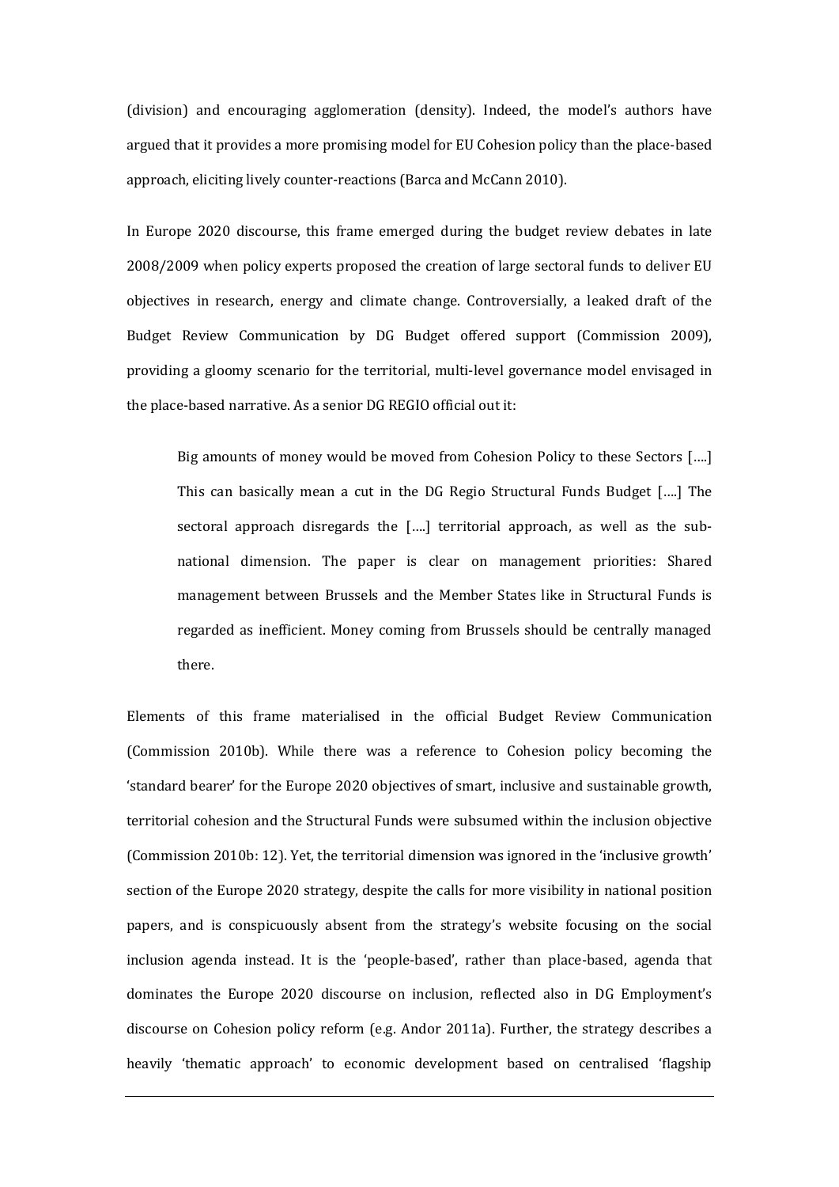(division) and encouraging agglomeration (density). Indeed, the model's authors have argued that it provides a more promising model for EU Cohesion policy than the place-based approach, eliciting lively counter-reactions (Barca and McCann 2010).

In Europe 2020 discourse, this frame emerged during the budget review debates in late 2008/2009 when policy experts proposed the creation of large sectoral funds to deliver EU objectives in research, energy and climate change. Controversially, a leaked draft of the Budget Review Communication by DG Budget offered support (Commission 2009), providing a gloomy scenario for the territorial, multi-level governance model envisaged in the place-based narrative. As a senior DG REGIO official out it:

> Big amounts of money would be moved from Cohesion Policy to these Sectors [….] This can basically mean a cut in the DG Regio Structural Funds Budget [….] The sectoral approach disregards the [….] territorial approach, as well as the sub-national dimension. The paper is clear on management priorities: Shared management between Brussels and the Member States like in Structural Funds is regarded as inefficient. Money coming from Brussels should be centrally managed there.

Elements of this frame materialised in the official Budget Review Communication (Commission 2010b). While there was a reference to Cohesion policy becoming the 'standard bearer' for the Europe 2020 objectives of smart, inclusive and sustainable growth, territorial cohesion and the Structural Funds were subsumed within the inclusion objective (Commission 2010b: 12). Yet, the territorial dimension was ignored in the 'inclusive growth' section of the Europe 2020 strategy, despite the calls for more visibility in national position papers, and is conspicuously absent from the strategy's website focusing on the social inclusion agenda instead. It is the 'people-based', rather than place-based, agenda that dominates the Europe 2020 discourse on inclusion, reflected also in DG Employment's discourse on Cohesion policy reform (e.g. Andor 2011a). Further, the strategy describes a heavily 'thematic approach' to economic development based on centralised 'flagship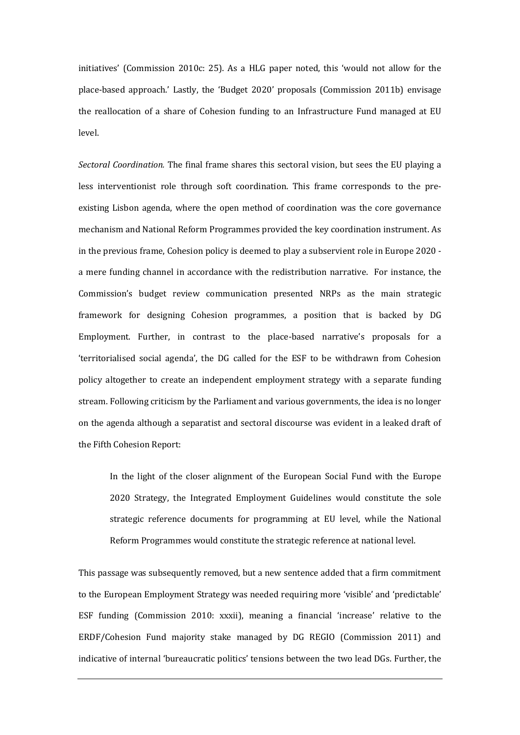initiatives' (Commission 2010c: 25). As a HLG paper noted, this 'would not allow for the place-based approach.' Lastly, the 'Budget 2020' proposals (Commission 2011b) envisage the reallocation of a share of Cohesion funding to an Infrastructure Fund managed at EU level.

*Sectoral Coordination.* The final frame shares this sectoral vision, but sees the EU playing a less interventionist role through soft coordination. This frame corresponds to the pre-existing Lisbon agenda, where the open method of coordination was the core governance mechanism and National Reform Programmes provided the key coordination instrument. As in the previous frame, Cohesion policy is deemed to play a subservient role in Europe 2020 - a mere funding channel in accordance with the redistribution narrative. For instance, the Commission's budget review communication presented NRPs as the main strategic framework for designing Cohesion programmes, a position that is backed by DG Employment. Further, in contrast to the place-based narrative's proposals for a 'territorialised social agenda', the DG called for the ESF to be withdrawn from Cohesion policy altogether to create an independent employment strategy with a separate funding stream. Following criticism by the Parliament and various governments, the idea is no longer on the agenda although a separatist and sectoral discourse was evident in a leaked draft of the Fifth Cohesion Report:

> In the light of the closer alignment of the European Social Fund with the Europe 2020 Strategy, the Integrated Employment Guidelines would constitute the sole strategic reference documents for programming at EU level, while the National Reform Programmes would constitute the strategic reference at national level.

This passage was subsequently removed, but a new sentence added that a firm commitment to the European Employment Strategy was needed requiring more 'visible' and 'predictable' ESF funding (Commission 2010: xxxii), meaning a financial 'increase' relative to the ERDF/Cohesion Fund majority stake managed by DG REGIO (Commission 2011) and indicative of internal 'bureaucratic politics' tensions between the two lead DGs. Further, the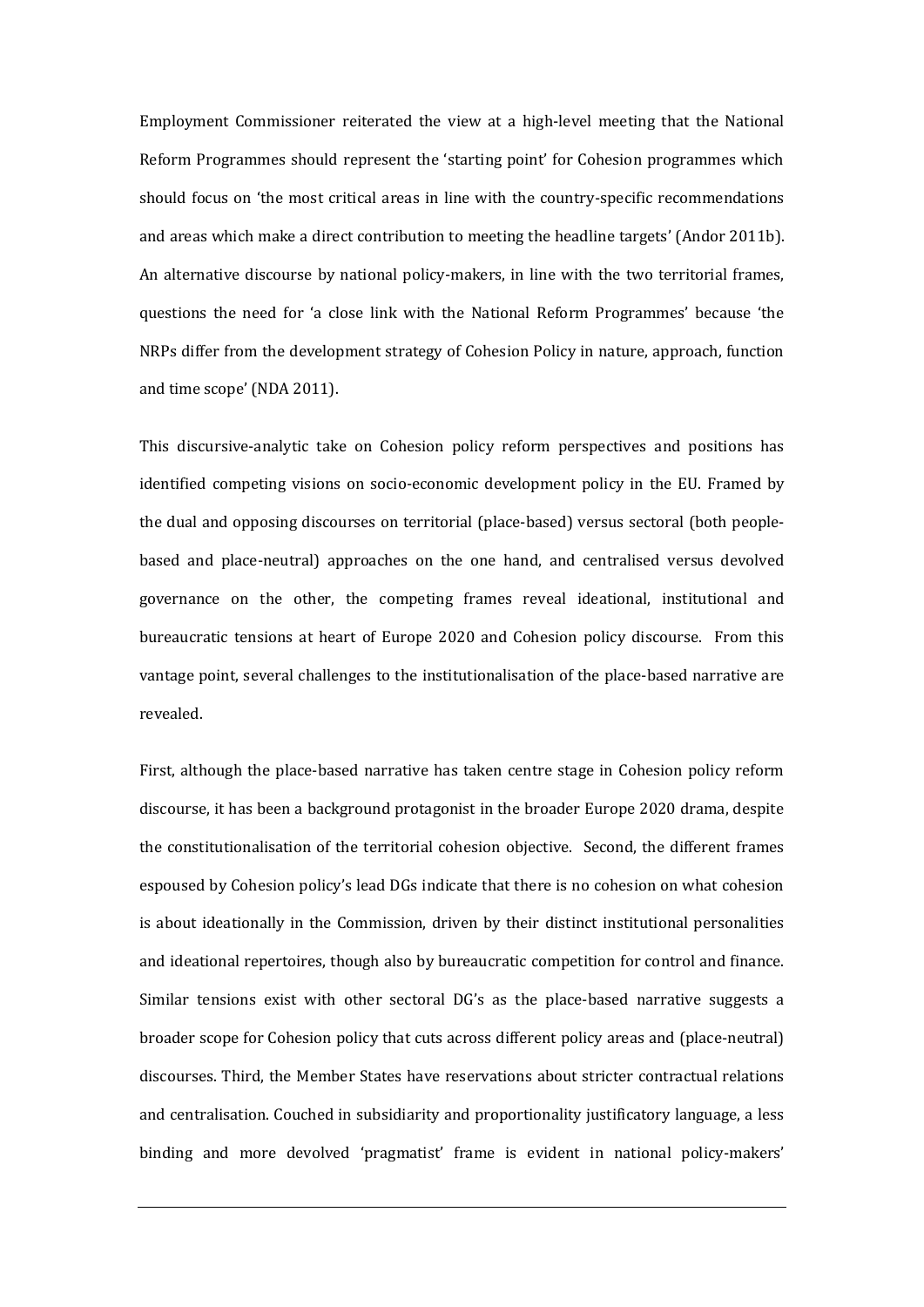Employment Commissioner reiterated the view at a high-level meeting that the National Reform Programmes should represent the 'starting point' for Cohesion programmes which should focus on 'the most critical areas in line with the country-specific recommendations and areas which make a direct contribution to meeting the headline targets' (Andor 2011b). An alternative discourse by national policy-makers, in line with the two territorial frames, questions the need for 'a close link with the National Reform Programmes' because 'the NRPs differ from the development strategy of Cohesion Policy in nature, approach, function and time scope' (NDA 2011).

This discursive-analytic take on Cohesion policy reform perspectives and positions has identified competing visions on socio-economic development policy in the EU. Framed by the dual and opposing discourses on territorial (place-based) versus sectoral (both people-based and place-neutral) approaches on the one hand, and centralised versus devolved governance on the other, the competing frames reveal ideational, institutional and bureaucratic tensions at heart of Europe 2020 and Cohesion policy discourse. From this vantage point, several challenges to the institutionalisation of the place-based narrative are revealed.

First, although the place-based narrative has taken centre stage in Cohesion policy reform discourse, it has been a background protagonist in the broader Europe 2020 drama, despite the constitutionalisation of the territorial cohesion objective. Second, the different frames espoused by Cohesion policy's lead DGs indicate that there is no cohesion on what cohesion is about ideationally in the Commission, driven by their distinct institutional personalities and ideational repertoires, though also by bureaucratic competition for control and finance. Similar tensions exist with other sectoral DG's as the place-based narrative suggests a broader scope for Cohesion policy that cuts across different policy areas and (place-neutral) discourses. Third, the Member States have reservations about stricter contractual relations and centralisation. Couched in subsidiarity and proportionality justificatory language, a less binding and more devolved 'pragmatist' frame is evident in national policy-makers'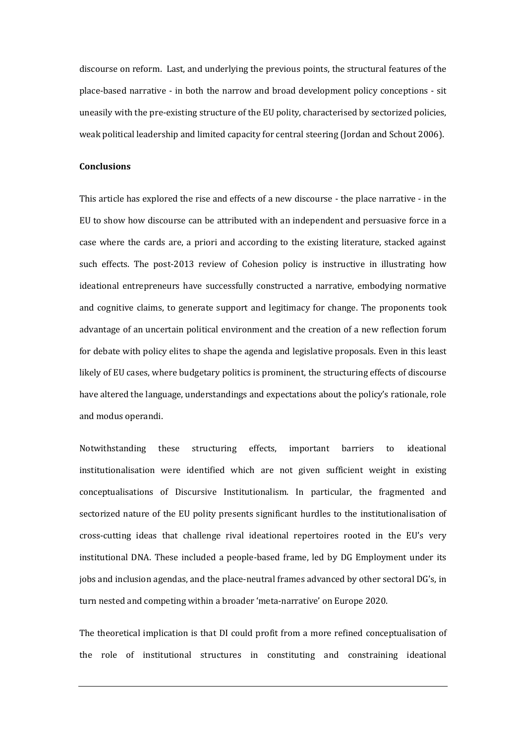discourse on reform. Last, and underlying the previous points, the structural features of the place-based narrative - in both the narrow and broad development policy conceptions - sit uneasily with the pre-existing structure of the EU polity, characterised by sectorized policies, weak political leadership and limited capacity for central steering (Jordan and Schout 2006).

**Conclusions**

This article has explored the rise and effects of a new discourse - the place narrative - in the EU to show how discourse can be attributed with an independent and persuasive force in a case where the cards are, a priori and according to the existing literature, stacked against such effects. The post-2013 review of Cohesion policy is instructive in illustrating how ideational entrepreneurs have successfully constructed a narrative, embodying normative and cognitive claims, to generate support and legitimacy for change. The proponents took advantage of an uncertain political environment and the creation of a new reflection forum for debate with policy elites to shape the agenda and legislative proposals. Even in this least likely of EU cases, where budgetary politics is prominent, the structuring effects of discourse have altered the language, understandings and expectations about the policy's rationale, role and modus operandi.

Notwithstanding these structuring effects, important barriers to ideational institutionalisation were identified which are not given sufficient weight in existing conceptualisations of Discursive Institutionalism. In particular, the fragmented and sectorized nature of the EU polity presents significant hurdles to the institutionalisation of cross-cutting ideas that challenge rival ideational repertoires rooted in the EU's very institutional DNA. These included a people-based frame, led by DG Employment under its jobs and inclusion agendas, and the place-neutral frames advanced by other sectoral DG's, in turn nested and competing within a broader 'meta-narrative' on Europe 2020.

The theoretical implication is that DI could profit from a more refined conceptualisation of the role of institutional structures in constituting and constraining ideational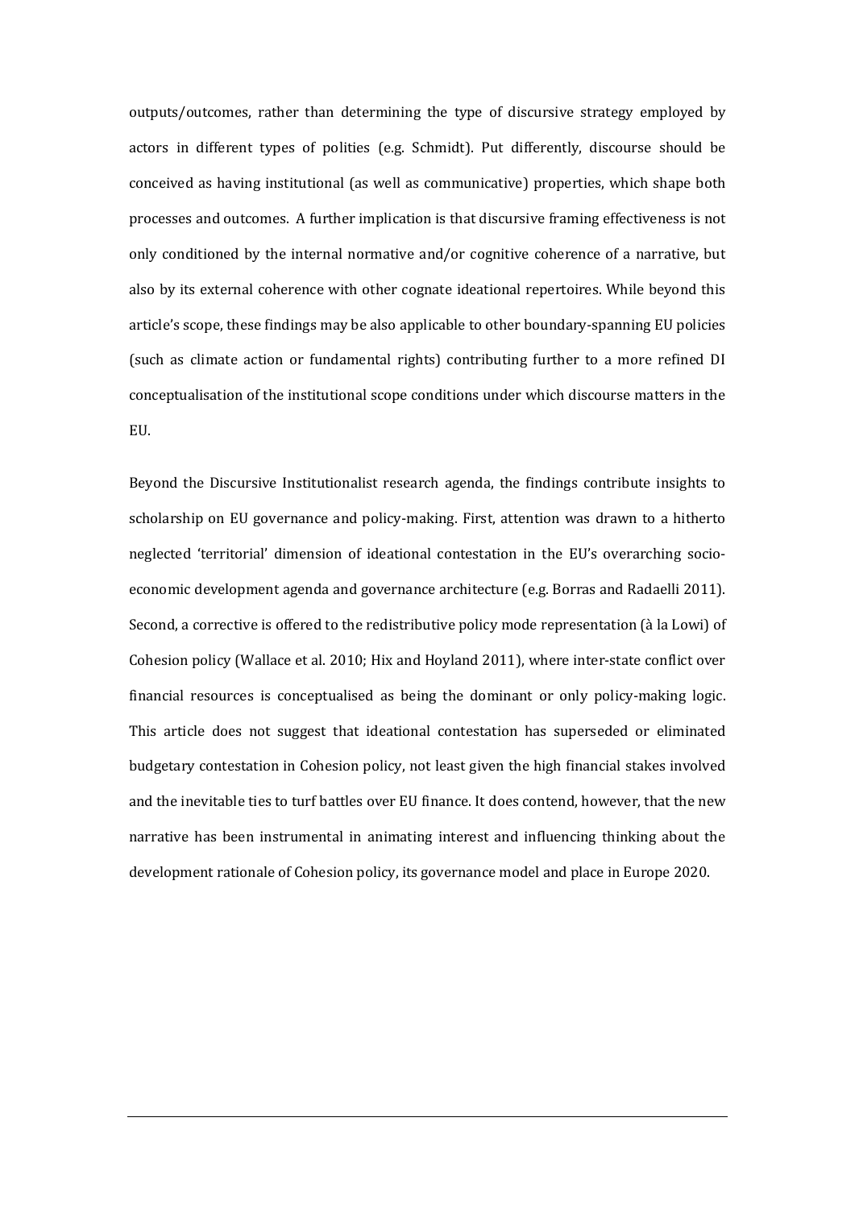outputs/outcomes, rather than determining the type of discursive strategy employed by actors in different types of polities (e.g. Schmidt). Put differently, discourse should be conceived as having institutional (as well as communicative) properties, which shape both processes and outcomes. A further implication is that discursive framing effectiveness is not only conditioned by the internal normative and/or cognitive coherence of a narrative, but also by its external coherence with other cognate ideational repertoires. While beyond this article's scope, these findings may be also applicable to other boundary-spanning EU policies (such as climate action or fundamental rights) contributing further to a more refined DI conceptualisation of the institutional scope conditions under which discourse matters in the EU.

Beyond the Discursive Institutionalist research agenda, the findings contribute insights to scholarship on EU governance and policy-making. First, attention was drawn to a hitherto neglected 'territorial' dimension of ideational contestation in the EU's overarching socio-economic development agenda and governance architecture (e.g. Borras and Radaelli 2011). Second, a corrective is offered to the redistributive policy mode representation (à la Lowi) of Cohesion policy (Wallace et al. 2010; Hix and Hoyland 2011), where inter-state conflict over financial resources is conceptualised as being the dominant or only policy-making logic. This article does not suggest that ideational contestation has superseded or eliminated budgetary contestation in Cohesion policy, not least given the high financial stakes involved and the inevitable ties to turf battles over EU finance. It does contend, however, that the new narrative has been instrumental in animating interest and influencing thinking about the development rationale of Cohesion policy, its governance model and place in Europe 2020.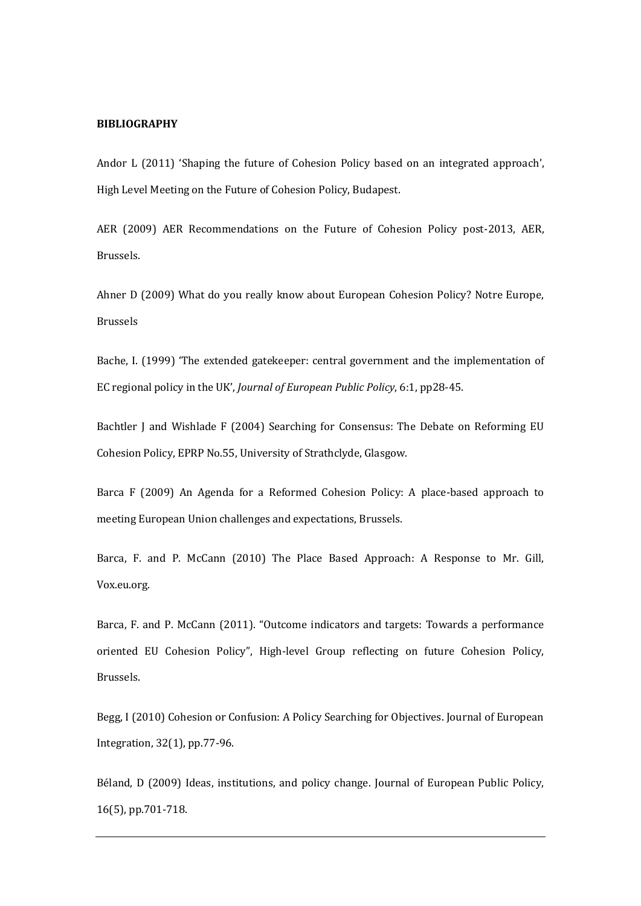**BIBLIOGRAPHY**

Andor L (2011) 'Shaping the future of Cohesion Policy based on an integrated approach', High Level Meeting on the Future of Cohesion Policy, Budapest.

AER (2009) AER Recommendations on the Future of Cohesion Policy post-2013, AER, Brussels.

Ahner D (2009) What do you really know about European Cohesion Policy? Notre Europe, Brussels

Bache, I. (1999) 'The extended gatekeeper: central government and the implementation of EC regional policy in the UK', *Journal of European Public Policy*, 6:1, pp28-45.

Bachtler J and Wishlade F (2004) Searching for Consensus: The Debate on Reforming EU Cohesion Policy, EPRP No.55, University of Strathclyde, Glasgow.

Barca F (2009) An Agenda for a Reformed Cohesion Policy: A place-based approach to meeting European Union challenges and expectations, Brussels.

Barca, F. and P. McCann (2010) The Place Based Approach: A Response to Mr. Gill, Vox.eu.org.

Barca, F. and P. McCann (2011). "Outcome indicators and targets: Towards a performance oriented EU Cohesion Policy", High-level Group reflecting on future Cohesion Policy, Brussels.

Begg, I (2010) Cohesion or Confusion: A Policy Searching for Objectives. Journal of European Integration, 32(1), pp.77-96.

Béland, D (2009) Ideas, institutions, and policy change. Journal of European Public Policy, 16(5), pp.701-718.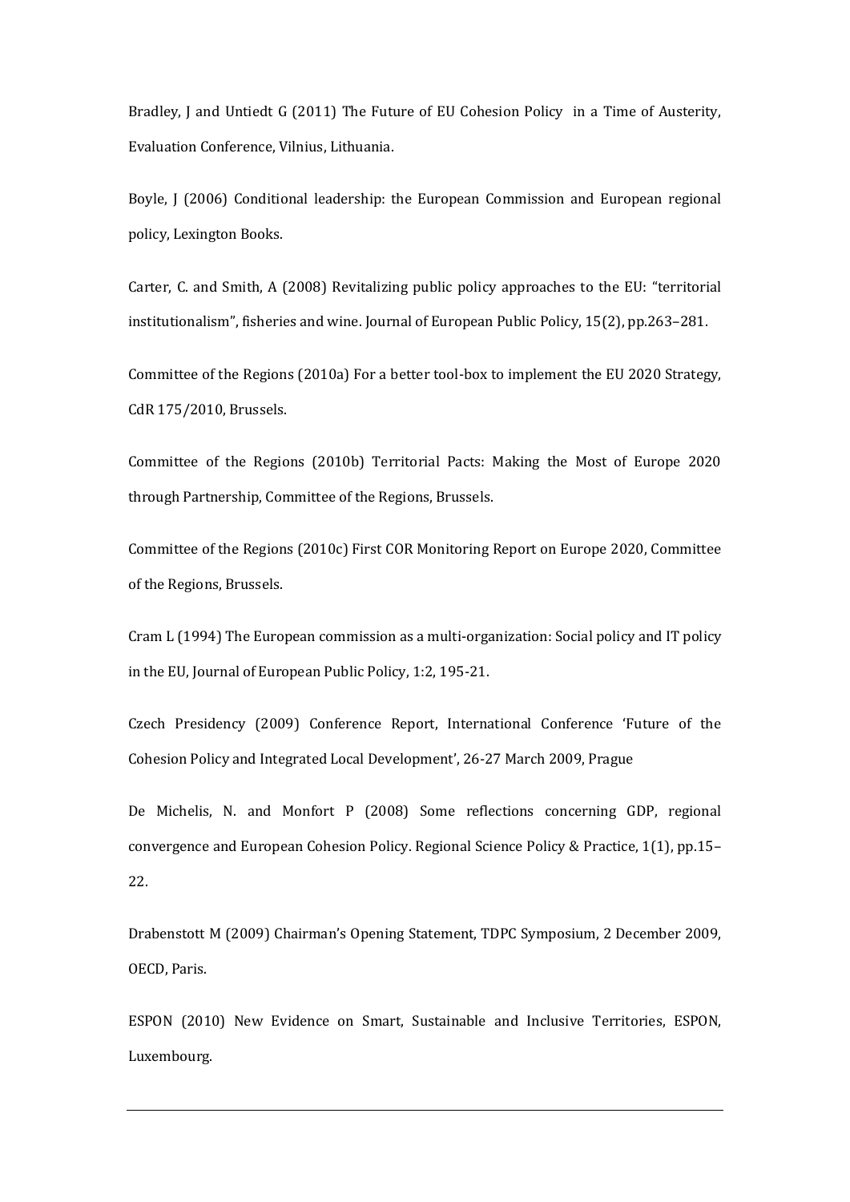Bradley, J and Untiedt G (2011) The Future of EU Cohesion Policy in a Time of Austerity, Evaluation Conference, Vilnius, Lithuania.

Boyle, J (2006) Conditional leadership: the European Commission and European regional policy, Lexington Books.

Carter, C. and Smith, A (2008) Revitalizing public policy approaches to the EU: "territorial institutionalism", fisheries and wine. Journal of European Public Policy, 15(2), pp.263–281.

Committee of the Regions (2010a) For a better tool-box to implement the EU 2020 Strategy, CdR 175/2010, Brussels.

Committee of the Regions (2010b) Territorial Pacts: Making the Most of Europe 2020 through Partnership, Committee of the Regions, Brussels.

Committee of the Regions (2010c) First COR Monitoring Report on Europe 2020, Committee of the Regions, Brussels.

Cram L (1994) The European commission as a multi-organization: Social policy and IT policy in the EU, Journal of European Public Policy, 1:2, 195-21.

Czech Presidency (2009) Conference Report, International Conference 'Future of the Cohesion Policy and Integrated Local Development', 26-27 March 2009, Prague

De Michelis, N. and Monfort P (2008) Some reflections concerning GDP, regional convergence and European Cohesion Policy. Regional Science Policy & Practice, 1(1), pp.15–22.

Drabenstott M (2009) Chairman's Opening Statement, TDPC Symposium, 2 December 2009, OECD, Paris.

ESPON (2010) New Evidence on Smart, Sustainable and Inclusive Territories, ESPON, Luxembourg.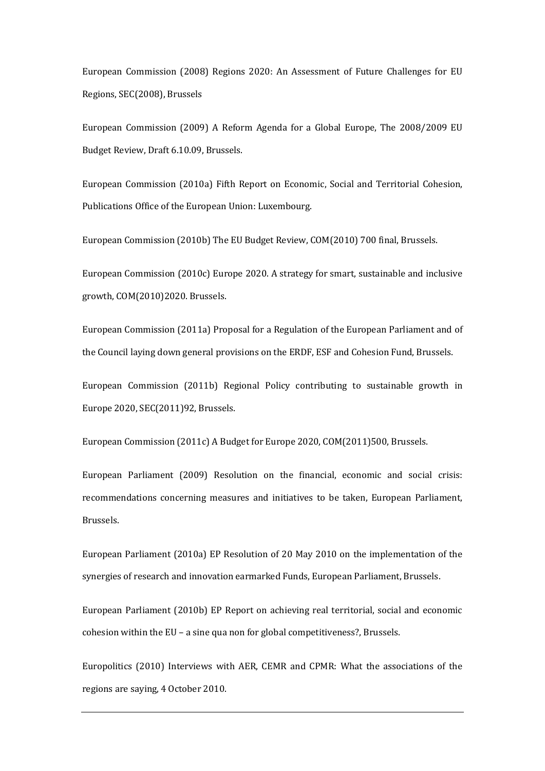European Commission (2008) Regions 2020: An Assessment of Future Challenges for EU Regions, SEC(2008), Brussels

European Commission (2009) A Reform Agenda for a Global Europe, The 2008/2009 EU Budget Review, Draft 6.10.09, Brussels.

European Commission (2010a) Fifth Report on Economic, Social and Territorial Cohesion, Publications Office of the European Union: Luxembourg.

European Commission (2010b) The EU Budget Review, COM(2010) 700 final, Brussels.

European Commission (2010c) Europe 2020. A strategy for smart, sustainable and inclusive growth, COM(2010)2020. Brussels.

European Commission (2011a) Proposal for a Regulation of the European Parliament and of the Council laying down general provisions on the ERDF, ESF and Cohesion Fund, Brussels.

European Commission (2011b) Regional Policy contributing to sustainable growth in Europe 2020, SEC(2011)92, Brussels.

European Commission (2011c) A Budget for Europe 2020, COM(2011)500, Brussels.

European Parliament (2009) Resolution on the financial, economic and social crisis: recommendations concerning measures and initiatives to be taken, European Parliament, Brussels.

European Parliament (2010a) EP Resolution of 20 May 2010 on the implementation of the synergies of research and innovation earmarked Funds, European Parliament, Brussels.

European Parliament (2010b) EP Report on achieving real territorial, social and economic cohesion within the EU – a sine qua non for global competitiveness?, Brussels.

Europolitics (2010) Interviews with AER, CEMR and CPMR: What the associations of the regions are saying, 4 October 2010.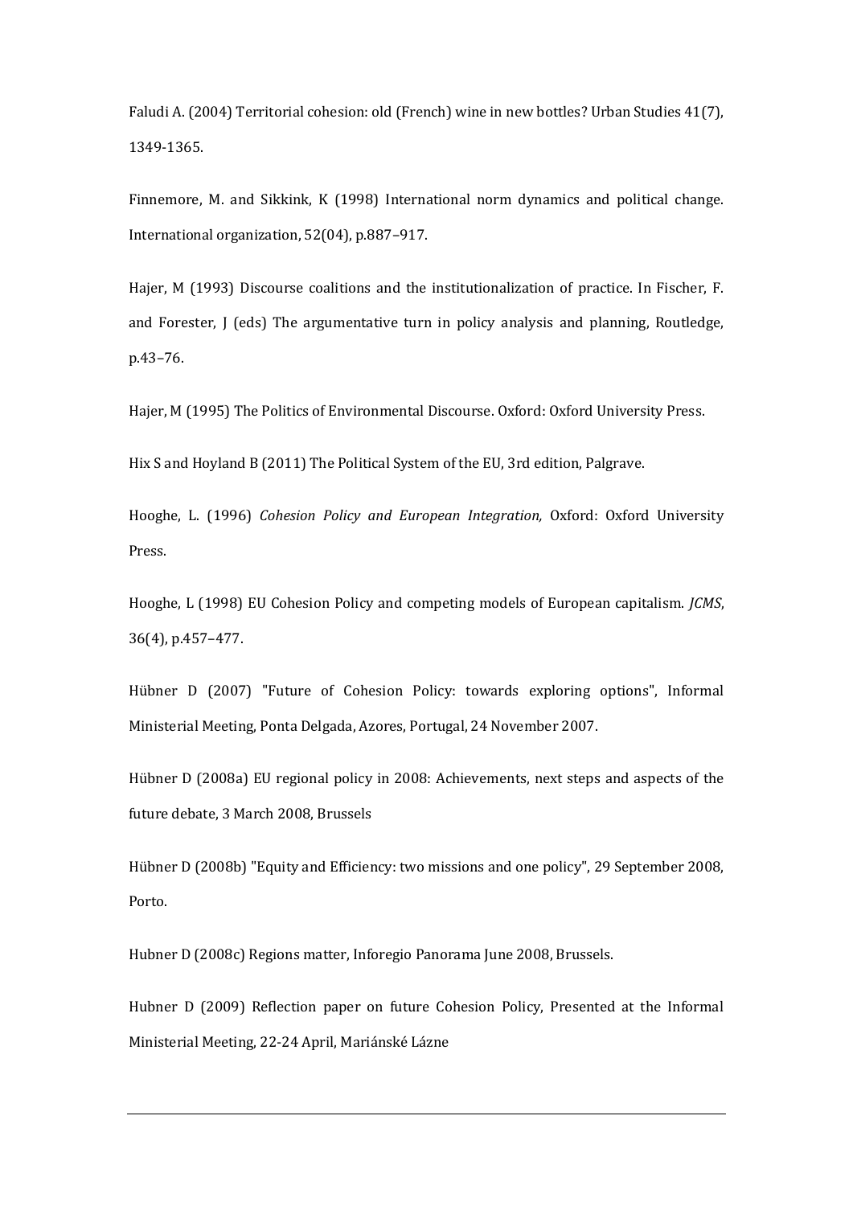Faludi A. (2004) Territorial cohesion: old (French) wine in new bottles? Urban Studies 41(7), 1349-1365.

Finnemore, M. and Sikkink, K (1998) International norm dynamics and political change. International organization, 52(04), p.887–917.

Hajer, M (1993) Discourse coalitions and the institutionalization of practice. In Fischer, F. and Forester, J (eds) The argumentative turn in policy analysis and planning, Routledge, p.43–76.

Hajer, M (1995) The Politics of Environmental Discourse. Oxford: Oxford University Press.

Hix S and Hoyland B (2011) The Political System of the EU, 3rd edition, Palgrave.

Hooghe, L. (1996) *Cohesion Policy and European Integration,* Oxford: Oxford University Press.

Hooghe, L (1998) EU Cohesion Policy and competing models of European capitalism. *JCMS*, 36(4), p.457–477.

Hübner D (2007) "Future of Cohesion Policy: towards exploring options", Informal Ministerial Meeting, Ponta Delgada, Azores, Portugal, 24 November 2007.

Hübner D (2008a) EU regional policy in 2008: Achievements, next steps and aspects of the future debate, 3 March 2008, Brussels

Hübner D (2008b) "Equity and Efficiency: two missions and one policy", 29 September 2008, Porto.

Hubner D (2008c) Regions matter, Inforegio Panorama June 2008, Brussels.

Hubner D (2009) Reflection paper on future Cohesion Policy, Presented at the Informal Ministerial Meeting, 22-24 April, Mariánské Lázne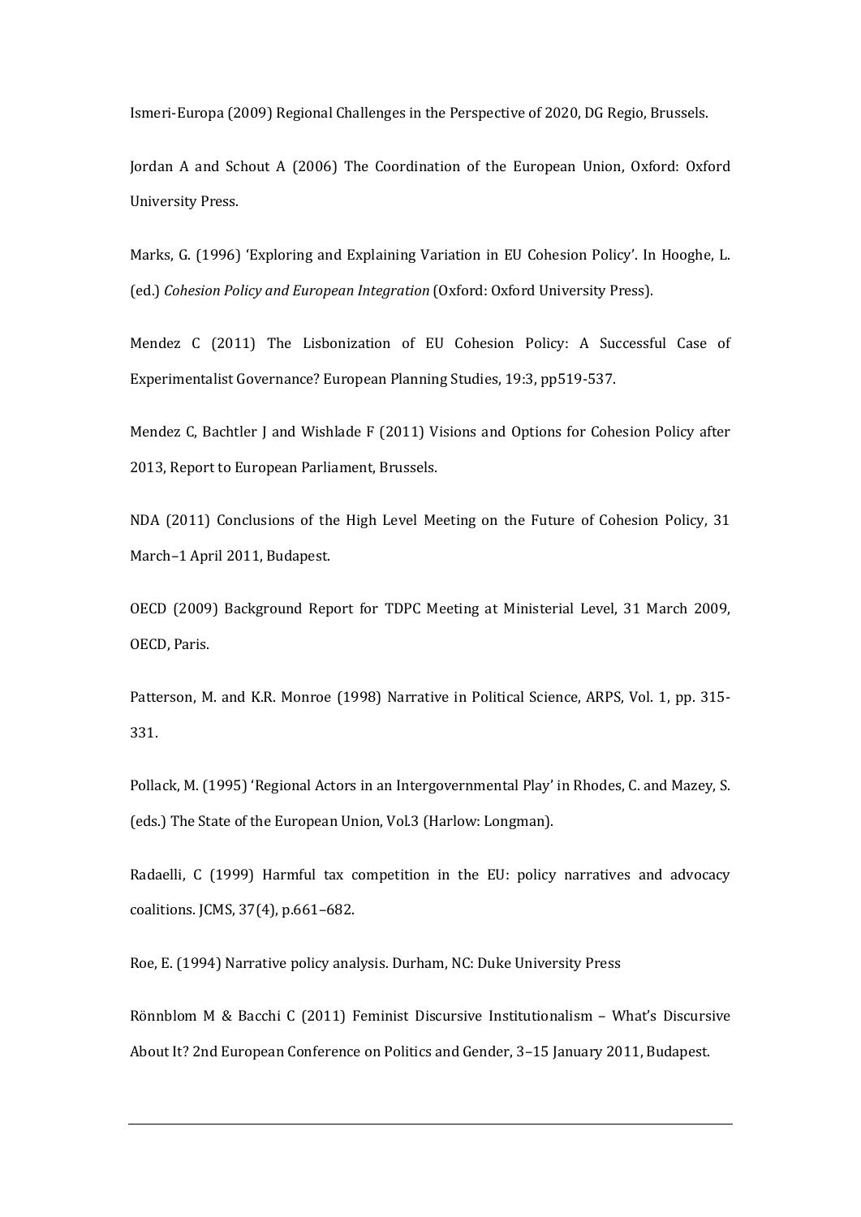Ismeri-Europa (2009) Regional Challenges in the Perspective of 2020, DG Regio, Brussels.

Jordan A and Schout A (2006) The Coordination of the European Union, Oxford: Oxford University Press.

Marks, G. (1996) 'Exploring and Explaining Variation in EU Cohesion Policy'. In Hooghe, L. (ed.) *Cohesion Policy and European Integration* (Oxford: Oxford University Press).

Mendez C (2011) The Lisbonization of EU Cohesion Policy: A Successful Case of Experimentalist Governance? European Planning Studies, 19:3, pp519-537.

Mendez C, Bachtler J and Wishlade F (2011) Visions and Options for Cohesion Policy after 2013, Report to European Parliament, Brussels.

NDA (2011) Conclusions of the High Level Meeting on the Future of Cohesion Policy, 31 March–1 April 2011, Budapest.

OECD (2009) Background Report for TDPC Meeting at Ministerial Level, 31 March 2009, OECD, Paris.

Patterson, M. and K.R. Monroe (1998) Narrative in Political Science, ARPS, Vol. 1, pp. 315-331.

Pollack, M. (1995) 'Regional Actors in an Intergovernmental Play' in Rhodes, C. and Mazey, S. (eds.) The State of the European Union, Vol.3 (Harlow: Longman).

Radaelli, C (1999) Harmful tax competition in the EU: policy narratives and advocacy coalitions. JCMS, 37(4), p.661–682.

Roe, E. (1994) Narrative policy analysis. Durham, NC: Duke University Press

Rönnblom M & Bacchi C (2011) Feminist Discursive Institutionalism – What's Discursive About It? 2nd European Conference on Politics and Gender, 3–15 January 2011, Budapest.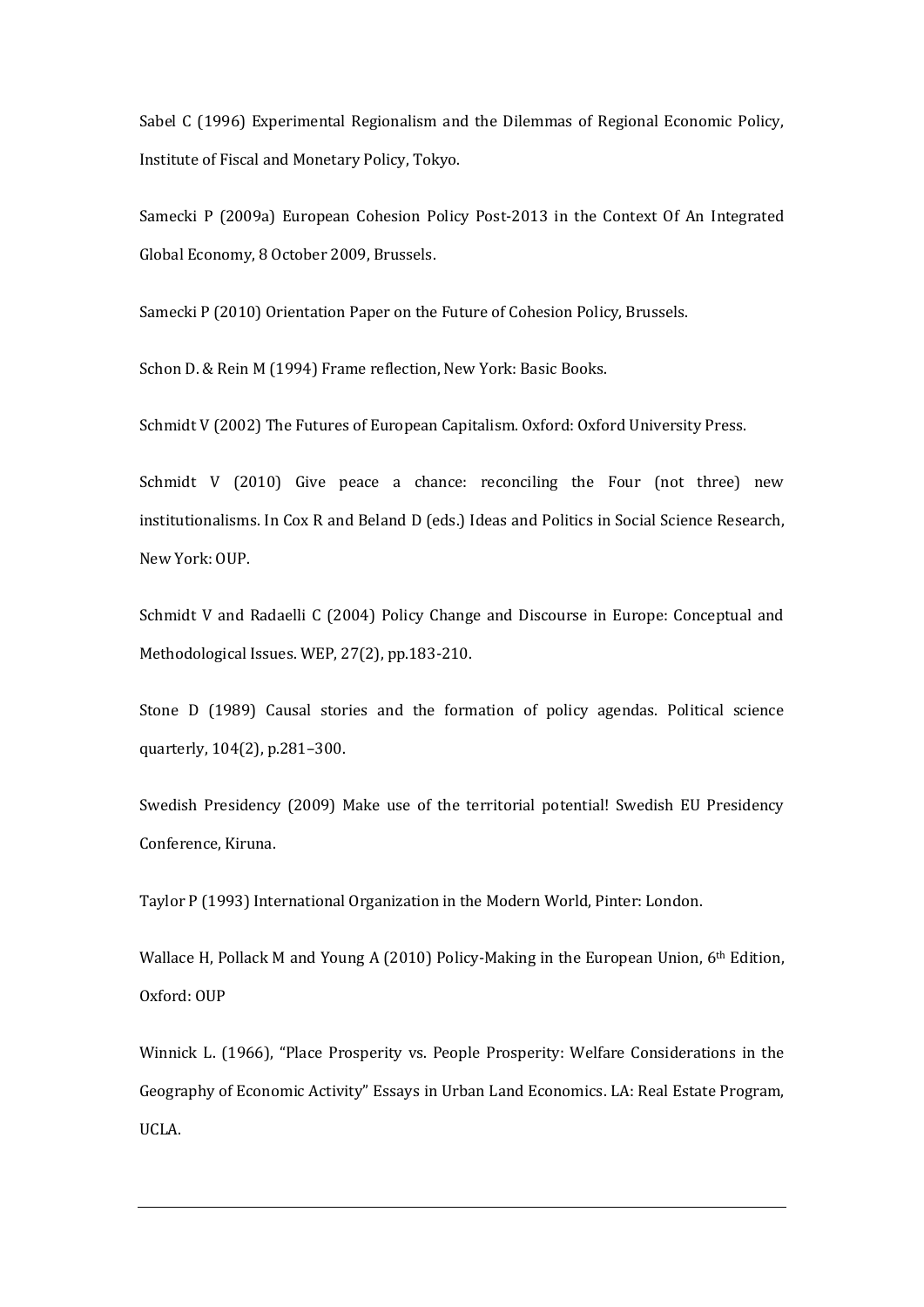Sabel C (1996) Experimental Regionalism and the Dilemmas of Regional Economic Policy, Institute of Fiscal and Monetary Policy, Tokyo.

Samecki P (2009a) European Cohesion Policy Post-2013 in the Context Of An Integrated Global Economy, 8 October 2009, Brussels.

Samecki P (2010) Orientation Paper on the Future of Cohesion Policy, Brussels.

Schon D. & Rein M (1994) Frame reflection, New York: Basic Books.

Schmidt V (2002) The Futures of European Capitalism. Oxford: Oxford University Press.

Schmidt V (2010) Give peace a chance: reconciling the Four (not three) new institutionalisms. In Cox R and Beland D (eds.) Ideas and Politics in Social Science Research, New York: OUP.

Schmidt V and Radaelli C (2004) Policy Change and Discourse in Europe: Conceptual and Methodological Issues. WEP, 27(2), pp.183-210.

Stone D (1989) Causal stories and the formation of policy agendas. Political science quarterly, 104(2), p.281–300.

Swedish Presidency (2009) Make use of the territorial potential! Swedish EU Presidency Conference, Kiruna.

Taylor P (1993) International Organization in the Modern World, Pinter: London.

Wallace H, Pollack M and Young A (2010) Policy-Making in the European Union, 6th Edition, Oxford: OUP

Winnick L. (1966), "Place Prosperity vs. People Prosperity: Welfare Considerations in the Geography of Economic Activity" Essays in Urban Land Economics. LA: Real Estate Program, UCLA.